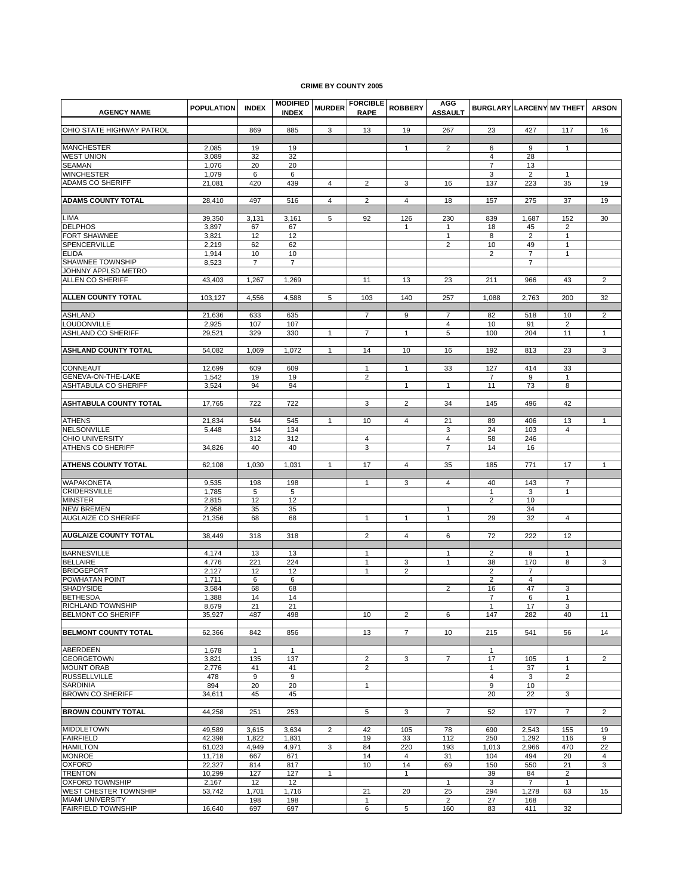**CRIME BY COUNTY 2005**

| AGENCY NAME | POPULATION | INDEX | MODIFIED INDEX | MURDER | FORCIBLE RAPE | ROBBERY | AGG ASSAULT | BURGLARY | LARCENY | MV THEFT | ARSON |
|---|---|---|---|---|---|---|---|---|---|---|---|
| OHIO STATE HIGHWAY PATROL | | 869 | 885 | 3 | 13 | 19 | 267 | 23 | 427 | 117 | 16 |
| | | | | | | | | | | | |
| MANCHESTER | 2,085 | 19 | 19 | | | 1 | 2 | 6 | 9 | 1 | |
| WEST UNION | 3,089 | 32 | 32 | | | | | 4 | 28 | | |
| SEAMAN | 1,076 | 20 | 20 | | | | | 7 | 13 | | |
| WINCHESTER | 1,079 | 6 | 6 | | | | | 3 | 2 | 1 | |
| ADAMS CO SHERIFF | 21,081 | 420 | 439 | 4 | 2 | 3 | 16 | 137 | 223 | 35 | 19 |
| **ADAMS COUNTY TOTAL** | 28,410 | 497 | 516 | 4 | 2 | 4 | 18 | 157 | 275 | 37 | 19 |
| | | | | | | | | | | | |
| LIMA | 39,350 | 3,131 | 3,161 | 5 | 92 | 126 | 230 | 839 | 1,687 | 152 | 30 |
| DELPHOS | 3,897 | 67 | 67 | | | 1 | 1 | 18 | 45 | 2 | |
| FORT SHAWNEE | 3,821 | 12 | 12 | | | | 1 | 8 | 2 | 1 | |
| SPENCERVILLE | 2,219 | 62 | 62 | | | | 2 | 10 | 49 | 1 | |
| ELIDA | 1,914 | 10 | 10 | | | | | 2 | 7 | 1 | |
| SHAWNEE TOWNSHIP | 8,523 | 7 | 7 | | | | | | 7 | | |
| JOHNNY APPLSD METRO | | | | | | | | | | | |
| ALLEN CO SHERIFF | 43,403 | 1,267 | 1,269 | | 11 | 13 | 23 | 211 | 966 | 43 | 2 |
| **ALLEN COUNTY TOTAL** | 103,127 | 4,556 | 4,588 | 5 | 103 | 140 | 257 | 1,088 | 2,763 | 200 | 32 |
| | | | | | | | | | | | |
| ASHLAND | 21,636 | 633 | 635 | | 7 | 9 | 7 | 82 | 518 | 10 | 2 |
| LOUDONVILLE | 2,925 | 107 | 107 | | | | 4 | 10 | 91 | 2 | |
| ASHLAND CO SHERIFF | 29,521 | 329 | 330 | 1 | 7 | 1 | 5 | 100 | 204 | 11 | 1 |
| **ASHLAND COUNTY TOTAL** | 54,082 | 1,069 | 1,072 | 1 | 14 | 10 | 16 | 192 | 813 | 23 | 3 |
| | | | | | | | | | | | |
| CONNEAUT | 12,699 | 609 | 609 | | 1 | 1 | 33 | 127 | 414 | 33 | |
| GENEVA-ON-THE-LAKE | 1,542 | 19 | 19 | | 2 | | | 7 | 9 | 1 | |
| ASHTABULA CO SHERIFF | 3,524 | 94 | 94 | | | 1 | 1 | 11 | 73 | 8 | |
| **ASHTABULA COUNTY TOTAL** | 17,765 | 722 | 722 | | 3 | 2 | 34 | 145 | 496 | 42 | |
| | | | | | | | | | | | |
| ATHENS | 21,834 | 544 | 545 | 1 | 10 | 4 | 21 | 89 | 406 | 13 | 1 |
| NELSONVILLE | 5,448 | 134 | 134 | | | | 3 | 24 | 103 | 4 | |
| OHIO UNIVERSITY | | 312 | 312 | | 4 | | 4 | 58 | 246 | | |
| ATHENS CO SHERIFF | 34,826 | 40 | 40 | | 3 | | 7 | 14 | 16 | | |
| **ATHENS COUNTY TOTAL** | 62,108 | 1,030 | 1,031 | 1 | 17 | 4 | 35 | 185 | 771 | 17 | 1 |
| | | | | | | | | | | | |
| WAPAKONETA | 9,535 | 198 | 198 | | 1 | 3 | 4 | 40 | 143 | 7 | |
| CRIDERSVILLE | 1,785 | 5 | 5 | | | | | 1 | 3 | 1 | |
| MINSTER | 2,815 | 12 | 12 | | | | | 2 | 10 | | |
| NEW BREMEN | 2,958 | 35 | 35 | | | | 1 | | 34 | | |
| AUGLAIZE CO SHERIFF | 21,356 | 68 | 68 | | 1 | 1 | 1 | 29 | 32 | 4 | |
| **AUGLAIZE COUNTY TOTAL** | 38,449 | 318 | 318 | | 2 | 4 | 6 | 72 | 222 | 12 | |
| | | | | | | | | | | | |
| BARNESVILLE | 4,174 | 13 | 13 | | 1 | | 1 | 2 | 8 | 1 | |
| BELLAIRE | 4,776 | 221 | 224 | | 1 | 3 | 1 | 38 | 170 | 8 | 3 |
| BRIDGEPORT | 2,127 | 12 | 12 | | 1 | 2 | | 2 | 7 | | |
| POWHATAN POINT | 1,711 | 6 | 6 | | | | | 2 | 4 | | |
| SHADYSIDE | 3,584 | 68 | 68 | | | | 2 | 16 | 47 | 3 | |
| BETHESDA | 1,388 | 14 | 14 | | | | | 7 | 6 | 1 | |
| RICHLAND TOWNSHIP | 8,679 | 21 | 21 | | | | | 1 | 17 | 3 | |
| BELMONT CO SHERIFF | 35,927 | 487 | 498 | | 10 | 2 | 6 | 147 | 282 | 40 | 11 |
| **BELMONT COUNTY TOTAL** | 62,366 | 842 | 856 | | 13 | 7 | 10 | 215 | 541 | 56 | 14 |
| | | | | | | | | | | | |
| ABERDEEN | 1,678 | 1 | 1 | | | | | 1 | | | |
| GEORGETOWN | 3,821 | 135 | 137 | | 2 | 3 | 7 | 17 | 105 | 1 | 2 |
| MOUNT ORAB | 2,776 | 41 | 41 | | 2 | | | 1 | 37 | 1 | |
| RUSSELLVILLE | 478 | 9 | 9 | | | | | 4 | 3 | 2 | |
| SARDINIA | 894 | 20 | 20 | | 1 | | | 9 | 10 | | |
| BROWN CO SHERIFF | 34,611 | 45 | 45 | | | | | 20 | 22 | 3 | |
| **BROWN COUNTY TOTAL** | 44,258 | 251 | 253 | | 5 | 3 | 7 | 52 | 177 | 7 | 2 |
| | | | | | | | | | | | |
| MIDDLETOWN | 49,589 | 3,615 | 3,634 | 2 | 42 | 105 | 78 | 690 | 2,543 | 155 | 19 |
| FAIRFIELD | 42,398 | 1,822 | 1,831 | | 19 | 33 | 112 | 250 | 1,292 | 116 | 9 |
| HAMILTON | 61,023 | 4,949 | 4,971 | 3 | 84 | 220 | 193 | 1,013 | 2,966 | 470 | 22 |
| MONROE | 11,718 | 667 | 671 | | 14 | 4 | 31 | 104 | 494 | 20 | 4 |
| OXFORD | 22,327 | 814 | 817 | | 10 | 14 | 69 | 150 | 550 | 21 | 3 |
| TRENTON | 10,299 | 127 | 127 | 1 | | 1 | | 39 | 84 | 2 | |
| OXFORD TOWNSHIP | 2,167 | 12 | 12 | | | | 1 | 3 | 7 | 1 | |
| WEST CHESTER TOWNSHIP | 53,742 | 1,701 | 1,716 | | 21 | 20 | 25 | 294 | 1,278 | 63 | 15 |
| MIAMI UNIVERSITY | | 198 | 198 | | 1 | | 2 | 27 | 168 | | |
| FAIRFIELD TOWNSHIP | 16,640 | 697 | 697 | | 6 | 5 | 160 | 83 | 411 | 32 | |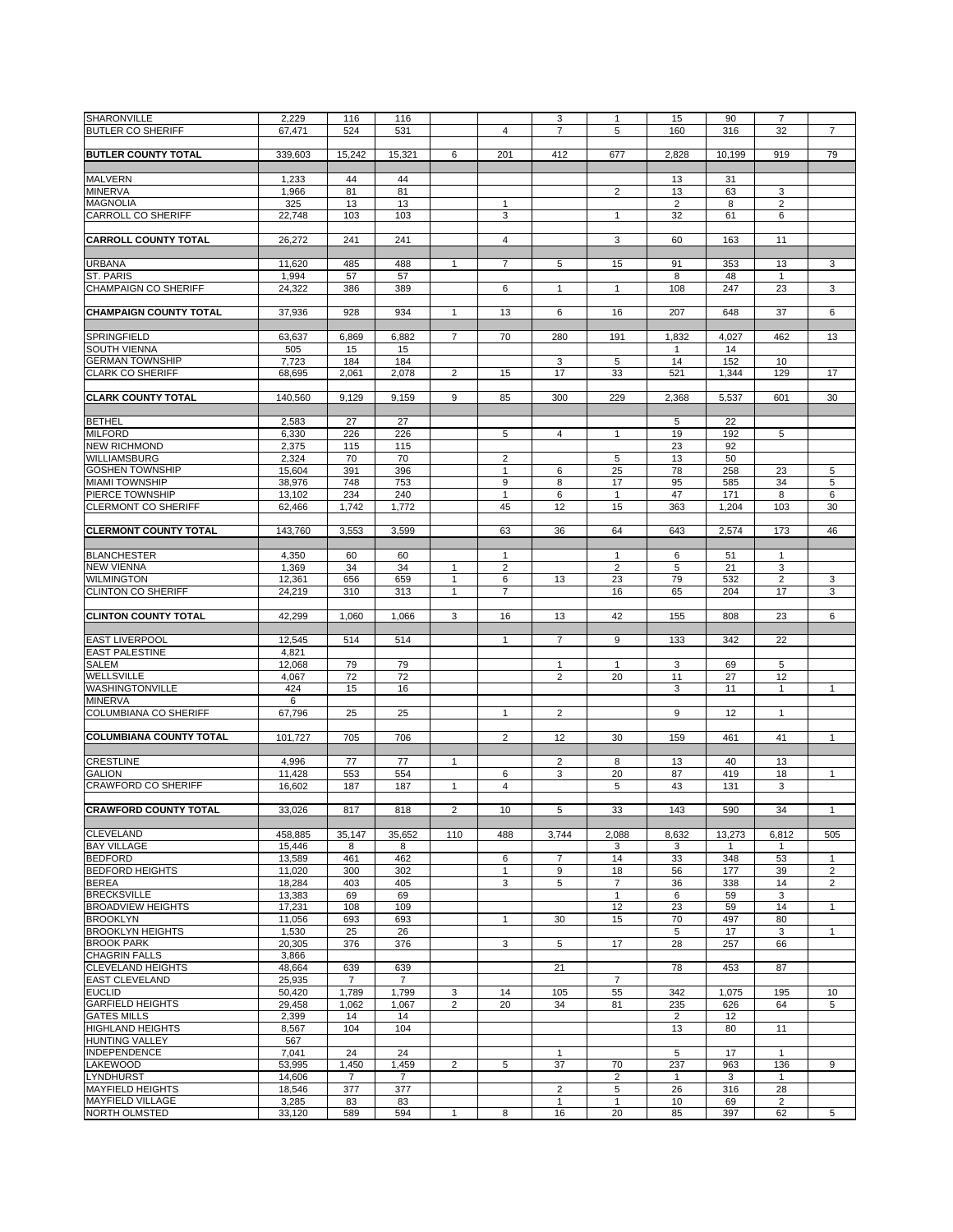| | | | | | | | | | | | |
|---|---|---|---|---|---|---|---|---|---|---|---|
| SHARONVILLE | 2,229 | 116 | 116 | | | 3 | 1 | 15 | 90 | 7 | |
| BUTLER CO SHERIFF | 67,471 | 524 | 531 | | 4 | 7 | 5 | 160 | 316 | 32 | 7 |
| **BUTLER COUNTY TOTAL** | 339,603 | 15,242 | 15,321 | 6 | 201 | 412 | 677 | 2,828 | 10,199 | 919 | 79 |
| MALVERN | 1,233 | 44 | 44 | | | | | 13 | 31 | | |
| MINERVA | 1,966 | 81 | 81 | | | | 2 | 13 | 63 | 3 | |
| MAGNOLIA | 325 | 13 | 13 | | 1 | | | 2 | 8 | 2 | |
| CARROLL CO SHERIFF | 22,748 | 103 | 103 | | 3 | | 1 | 32 | 61 | 6 | |
| **CARROLL COUNTY TOTAL** | 26,272 | 241 | 241 | | 4 | | 3 | 60 | 163 | 11 | |
| URBANA | 11,620 | 485 | 488 | 1 | 7 | 5 | 15 | 91 | 353 | 13 | 3 |
| ST. PARIS | 1,994 | 57 | 57 | | | | | 8 | 48 | 1 | |
| CHAMPAIGN CO SHERIFF | 24,322 | 386 | 389 | | 6 | 1 | 1 | 108 | 247 | 23 | 3 |
| **CHAMPAIGN COUNTY TOTAL** | 37,936 | 928 | 934 | 1 | 13 | 6 | 16 | 207 | 648 | 37 | 6 |
| SPRINGFIELD | 63,637 | 6,869 | 6,882 | 7 | 70 | 280 | 191 | 1,832 | 4,027 | 462 | 13 |
| SOUTH VIENNA | 505 | 15 | 15 | | | | | 1 | 14 | | |
| GERMAN TOWNSHIP | 7,723 | 184 | 184 | | | 3 | 5 | 14 | 152 | 10 | |
| CLARK CO SHERIFF | 68,695 | 2,061 | 2,078 | 2 | 15 | 17 | 33 | 521 | 1,344 | 129 | 17 |
| **CLARK COUNTY TOTAL** | 140,560 | 9,129 | 9,159 | 9 | 85 | 300 | 229 | 2,368 | 5,537 | 601 | 30 |
| BETHEL | 2,583 | 27 | 27 | | | | | 5 | 22 | | |
| MILFORD | 6,330 | 226 | 226 | | 5 | 4 | 1 | 19 | 192 | 5 | |
| NEW RICHMOND | 2,375 | 115 | 115 | | | | | 23 | 92 | | |
| WILLIAMSBURG | 2,324 | 70 | 70 | | 2 | | 5 | 13 | 50 | | |
| GOSHEN TOWNSHIP | 15,604 | 391 | 396 | | 1 | 6 | 25 | 78 | 258 | 23 | 5 |
| MIAMI TOWNSHIP | 38,976 | 748 | 753 | | 9 | 8 | 17 | 95 | 585 | 34 | 5 |
| PIERCE TOWNSHIP | 13,102 | 234 | 240 | | 1 | 6 | 1 | 47 | 171 | 8 | 6 |
| CLERMONT CO SHERIFF | 62,466 | 1,742 | 1,772 | | 45 | 12 | 15 | 363 | 1,204 | 103 | 30 |
| **CLERMONT COUNTY TOTAL** | 143,760 | 3,553 | 3,599 | | 63 | 36 | 64 | 643 | 2,574 | 173 | 46 |
| BLANCHESTER | 4,350 | 60 | 60 | | 1 | | 1 | 6 | 51 | 1 | |
| NEW VIENNA | 1,369 | 34 | 34 | 1 | 2 | | 2 | 5 | 21 | 3 | |
| WILMINGTON | 12,361 | 656 | 659 | 1 | 6 | 13 | 23 | 79 | 532 | 2 | 3 |
| CLINTON CO SHERIFF | 24,219 | 310 | 313 | 1 | 7 | | 16 | 65 | 204 | 17 | 3 |
| **CLINTON COUNTY TOTAL** | 42,299 | 1,060 | 1,066 | 3 | 16 | 13 | 42 | 155 | 808 | 23 | 6 |
| EAST LIVERPOOL | 12,545 | 514 | 514 | | 1 | 7 | 9 | 133 | 342 | 22 | |
| EAST PALESTINE | 4,821 | | | | | | | | | | |
| SALEM | 12,068 | 79 | 79 | | | 1 | 1 | 3 | 69 | 5 | |
| WELLSVILLE | 4,067 | 72 | 72 | | | 2 | 20 | 11 | 27 | 12 | |
| WASHINGTONVILLE | 424 | 15 | 16 | | | | | 3 | 11 | 1 | 1 |
| MINERVA | 6 | | | | | | | | | | |
| COLUMBIANA CO SHERIFF | 67,796 | 25 | 25 | | 1 | 2 | | 9 | 12 | 1 | |
| **COLUMBIANA COUNTY TOTAL** | 101,727 | 705 | 706 | | 2 | 12 | 30 | 159 | 461 | 41 | 1 |
| CRESTLINE | 4,996 | 77 | 77 | 1 | | 2 | 8 | 13 | 40 | 13 | |
| GALION | 11,428 | 553 | 554 | | 6 | 3 | 20 | 87 | 419 | 18 | 1 |
| CRAWFORD CO SHERIFF | 16,602 | 187 | 187 | 1 | 4 | | 5 | 43 | 131 | 3 | |
| **CRAWFORD COUNTY TOTAL** | 33,026 | 817 | 818 | 2 | 10 | 5 | 33 | 143 | 590 | 34 | 1 |
| CLEVELAND | 458,885 | 35,147 | 35,652 | 110 | 488 | 3,744 | 2,088 | 8,632 | 13,273 | 6,812 | 505 |
| BAY VILLAGE | 15,446 | 8 | 8 | | | | 3 | 3 | 1 | 1 | |
| BEDFORD | 13,589 | 461 | 462 | | 6 | 7 | 14 | 33 | 348 | 53 | 1 |
| BEDFORD HEIGHTS | 11,020 | 300 | 302 | | 1 | 9 | 18 | 56 | 177 | 39 | 2 |
| BEREA | 18,284 | 403 | 405 | | 3 | 5 | 7 | 36 | 338 | 14 | 2 |
| BRECKSVILLE | 13,383 | 69 | 69 | | | | 1 | 6 | 59 | 3 | |
| BROADVIEW HEIGHTS | 17,231 | 108 | 109 | | | | 12 | 23 | 59 | 14 | 1 |
| BROOKLYN | 11,056 | 693 | 693 | | 1 | 30 | 15 | 70 | 497 | 80 | |
| BROOKLYN HEIGHTS | 1,530 | 25 | 26 | | | | | 5 | 17 | 3 | 1 |
| BROOK PARK | 20,305 | 376 | 376 | | 3 | 5 | 17 | 28 | 257 | 66 | |
| CHAGRIN FALLS | 3,866 | | | | | | | | | | |
| CLEVELAND HEIGHTS | 48,664 | 639 | 639 | | | 21 | | 78 | 453 | 87 | |
| EAST CLEVELAND | 25,935 | 7 | 7 | | | | 7 | | | | |
| EUCLID | 50,420 | 1,789 | 1,799 | 3 | 14 | 105 | 55 | 342 | 1,075 | 195 | 10 |
| GARFIELD HEIGHTS | 29,458 | 1,062 | 1,067 | 2 | 20 | 34 | 81 | 235 | 626 | 64 | 5 |
| GATES MILLS | 2,399 | 14 | 14 | | | | | 2 | 12 | | |
| HIGHLAND HEIGHTS | 8,567 | 104 | 104 | | | | | 13 | 80 | 11 | |
| HUNTING VALLEY | 567 | | | | | | | | | | |
| INDEPENDENCE | 7,041 | 24 | 24 | | | 1 | | 5 | 17 | 1 | |
| LAKEWOOD | 53,995 | 1,450 | 1,459 | 2 | 5 | 37 | 70 | 237 | 963 | 136 | 9 |
| LYNDHURST | 14,606 | 7 | 7 | | | | 2 | 1 | 3 | 1 | |
| MAYFIELD HEIGHTS | 18,546 | 377 | 377 | | | 2 | 5 | 26 | 316 | 28 | |
| MAYFIELD VILLAGE | 3,285 | 83 | 83 | | | 1 | 1 | 10 | 69 | 2 | |
| NORTH OLMSTED | 33,120 | 589 | 594 | 1 | 8 | 16 | 20 | 85 | 397 | 62 | 5 |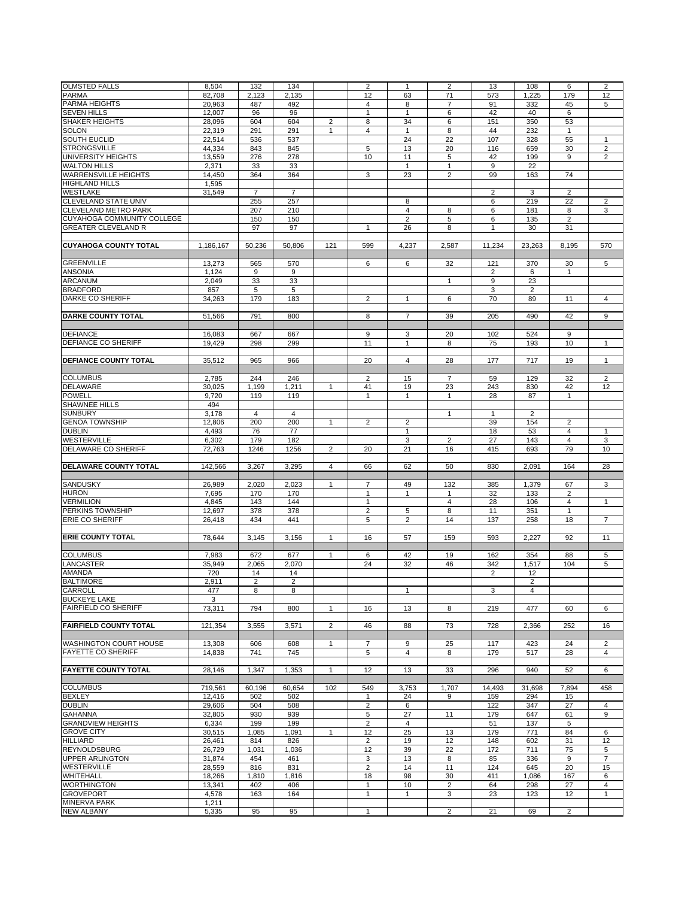| | | | | | | | | | | | |
|---|---|---|---|---|---|---|---|---|---|---|---|
| OLMSTED FALLS | 8,504 | 132 | 134 | | 2 | 1 | 2 | 13 | 108 | 6 | 2 |
| PARMA | 82,708 | 2,123 | 2,135 | | 12 | 63 | 71 | 573 | 1,225 | 179 | 12 |
| PARMA HEIGHTS | 20,963 | 487 | 492 | | 4 | 8 | 7 | 91 | 332 | 45 | 5 |
| SEVEN HILLS | 12,007 | 96 | 96 | | 1 | 1 | 6 | 42 | 40 | 6 | |
| SHAKER HEIGHTS | 28,096 | 604 | 604 | 2 | 8 | 34 | 6 | 151 | 350 | 53 | |
| SOLON | 22,319 | 291 | 291 | 1 | 4 | 1 | 8 | 44 | 232 | 1 | |
| SOUTH EUCLID | 22,514 | 536 | 537 | | | 24 | 22 | 107 | 328 | 55 | 1 |
| STRONGSVILLE | 44,334 | 843 | 845 | | 5 | 13 | 20 | 116 | 659 | 30 | 2 |
| UNIVERSITY HEIGHTS | 13,559 | 276 | 278 | | 10 | 11 | 5 | 42 | 199 | 9 | 2 |
| WALTON HILLS | 2,371 | 33 | 33 | | | 1 | 1 | 9 | 22 | | |
| WARRENSVILLE HEIGHTS | 14,450 | 364 | 364 | | 3 | 23 | 2 | 99 | 163 | 74 | |
| HIGHLAND HILLS | 1,595 | | | | | | | | | | |
| WESTLAKE | 31,549 | 7 | 7 | | | | | 2 | 3 | 2 | |
| CLEVELAND STATE UNIV | | 255 | 257 | | | 8 | | 6 | 219 | 22 | 2 |
| CLEVELAND METRO PARK | | 207 | 210 | | | 4 | 8 | 6 | 181 | 8 | 3 |
| CUYAHOGA COMMUNITY COLLEGE | | 150 | 150 | | | 2 | 5 | 6 | 135 | 2 | |
| GREATER CLEVELAND R | | 97 | 97 | | 1 | 26 | 8 | 1 | 30 | 31 | |
| **CUYAHOGA COUNTY TOTAL** | 1,186,167 | 50,236 | 50,806 | 121 | 599 | 4,237 | 2,587 | 11,234 | 23,263 | 8,195 | 570 |
| GREENVILLE | 13,273 | 565 | 570 | | 6 | 6 | 32 | 121 | 370 | 30 | 5 |
| ANSONIA | 1,124 | 9 | 9 | | | | | 2 | 6 | 1 | |
| ARCANUM | 2,049 | 33 | 33 | | | | 1 | 9 | 23 | | |
| BRADFORD | 857 | 5 | 5 | | | | | 3 | 2 | | |
| DARKE CO SHERIFF | 34,263 | 179 | 183 | | 2 | 1 | 6 | 70 | 89 | 11 | 4 |
| **DARKE COUNTY TOTAL** | 51,566 | 791 | 800 | | 8 | 7 | 39 | 205 | 490 | 42 | 9 |
| DEFIANCE | 16,083 | 667 | 667 | | 9 | 3 | 20 | 102 | 524 | 9 | |
| DEFIANCE CO SHERIFF | 19,429 | 298 | 299 | | 11 | 1 | 8 | 75 | 193 | 10 | 1 |
| **DEFIANCE COUNTY TOTAL** | 35,512 | 965 | 966 | | 20 | 4 | 28 | 177 | 717 | 19 | 1 |
| COLUMBUS | 2,785 | 244 | 246 | | 2 | 15 | 7 | 59 | 129 | 32 | 2 |
| DELAWARE | 30,025 | 1,199 | 1,211 | 1 | 41 | 19 | 23 | 243 | 830 | 42 | 12 |
| POWELL | 9,720 | 119 | 119 | | 1 | 1 | 1 | 28 | 87 | 1 | |
| SHAWNEE HILLS | 494 | | | | | | | | | | |
| SUNBURY | 3,178 | 4 | 4 | | | | 1 | 1 | 2 | | |
| GENOA TOWNSHIP | 12,806 | 200 | 200 | 1 | 2 | 2 | | 39 | 154 | 2 | |
| DUBLIN | 4,493 | 76 | 77 | | | 1 | | 18 | 53 | 4 | 1 |
| WESTERVILLE | 6,302 | 179 | 182 | | | 3 | 2 | 27 | 143 | 4 | 3 |
| DELAWARE CO SHERIFF | 72,763 | 1246 | 1256 | 2 | 20 | 21 | 16 | 415 | 693 | 79 | 10 |
| **DELAWARE COUNTY TOTAL** | 142,566 | 3,267 | 3,295 | 4 | 66 | 62 | 50 | 830 | 2,091 | 164 | 28 |
| SANDUSKY | 26,989 | 2,020 | 2,023 | 1 | 7 | 49 | 132 | 385 | 1,379 | 67 | 3 |
| HURON | 7,695 | 170 | 170 | | 1 | 1 | 1 | 32 | 133 | 2 | |
| VERMILION | 4,845 | 143 | 144 | | 1 | | 4 | 28 | 106 | 4 | 1 |
| PERKINS TOWNSHIP | 12,697 | 378 | 378 | | 2 | 5 | 8 | 11 | 351 | 1 | |
| ERIE CO SHERIFF | 26,418 | 434 | 441 | | 5 | 2 | 14 | 137 | 258 | 18 | 7 |
| **ERIE COUNTY TOTAL** | 78,644 | 3,145 | 3,156 | 1 | 16 | 57 | 159 | 593 | 2,227 | 92 | 11 |
| COLUMBUS | 7,983 | 672 | 677 | 1 | 6 | 42 | 19 | 162 | 354 | 88 | 5 |
| LANCASTER | 35,949 | 2,065 | 2,070 | | 24 | 32 | 46 | 342 | 1,517 | 104 | 5 |
| AMANDA | 720 | 14 | 14 | | | | | 2 | 12 | | |
| BALTIMORE | 2,911 | 2 | 2 | | | | | | 2 | | |
| CARROLL | 477 | 8 | 8 | | | 1 | | 3 | 4 | | |
| BUCKEYE LAKE | 3 | | | | | | | | | | |
| FAIRFIELD CO SHERIFF | 73,311 | 794 | 800 | 1 | 16 | 13 | 8 | 219 | 477 | 60 | 6 |
| **FAIRFIELD COUNTY TOTAL** | 121,354 | 3,555 | 3,571 | 2 | 46 | 88 | 73 | 728 | 2,366 | 252 | 16 |
| WASHINGTON COURT HOUSE | 13,308 | 606 | 608 | 1 | 7 | 9 | 25 | 117 | 423 | 24 | 2 |
| FAYETTE CO SHERIFF | 14,838 | 741 | 745 | | 5 | 4 | 8 | 179 | 517 | 28 | 4 |
| **FAYETTE COUNTY TOTAL** | 28,146 | 1,347 | 1,353 | 1 | 12 | 13 | 33 | 296 | 940 | 52 | 6 |
| COLUMBUS | 719,561 | 60,196 | 60,654 | 102 | 549 | 3,753 | 1,707 | 14,493 | 31,698 | 7,894 | 458 |
| BEXLEY | 12,416 | 502 | 502 | | 1 | 24 | 9 | 159 | 294 | 15 | |
| DUBLIN | 29,606 | 504 | 508 | | 2 | 6 | | 122 | 347 | 27 | 4 |
| GAHANNA | 32,805 | 930 | 939 | | 5 | 27 | 11 | 179 | 647 | 61 | 9 |
| GRANDVIEW HEIGHTS | 6,334 | 199 | 199 | | 2 | 4 | | 51 | 137 | 5 | |
| GROVE CITY | 30,515 | 1,085 | 1,091 | 1 | 12 | 25 | 13 | 179 | 771 | 84 | 6 |
| HILLIARD | 26,461 | 814 | 826 | | 2 | 19 | 12 | 148 | 602 | 31 | 12 |
| REYNOLDSBURG | 26,729 | 1,031 | 1,036 | | 12 | 39 | 22 | 172 | 711 | 75 | 5 |
| UPPER ARLINGTON | 31,874 | 454 | 461 | | 3 | 13 | 8 | 85 | 336 | 9 | 7 |
| WESTERVILLE | 28,559 | 816 | 831 | | 2 | 14 | 11 | 124 | 645 | 20 | 15 |
| WHITEHALL | 18,266 | 1,810 | 1,816 | | 18 | 98 | 30 | 411 | 1,086 | 167 | 6 |
| WORTHINGTON | 13,341 | 402 | 406 | | 1 | 10 | 2 | 64 | 298 | 27 | 4 |
| GROVEPORT | 4,578 | 163 | 164 | | 1 | 1 | 3 | 23 | 123 | 12 | 1 |
| MINERVA PARK | 1,211 | | | | | | | | | | |
| NEW ALBANY | 5,335 | 95 | 95 | | 1 | | 2 | 21 | 69 | 2 | |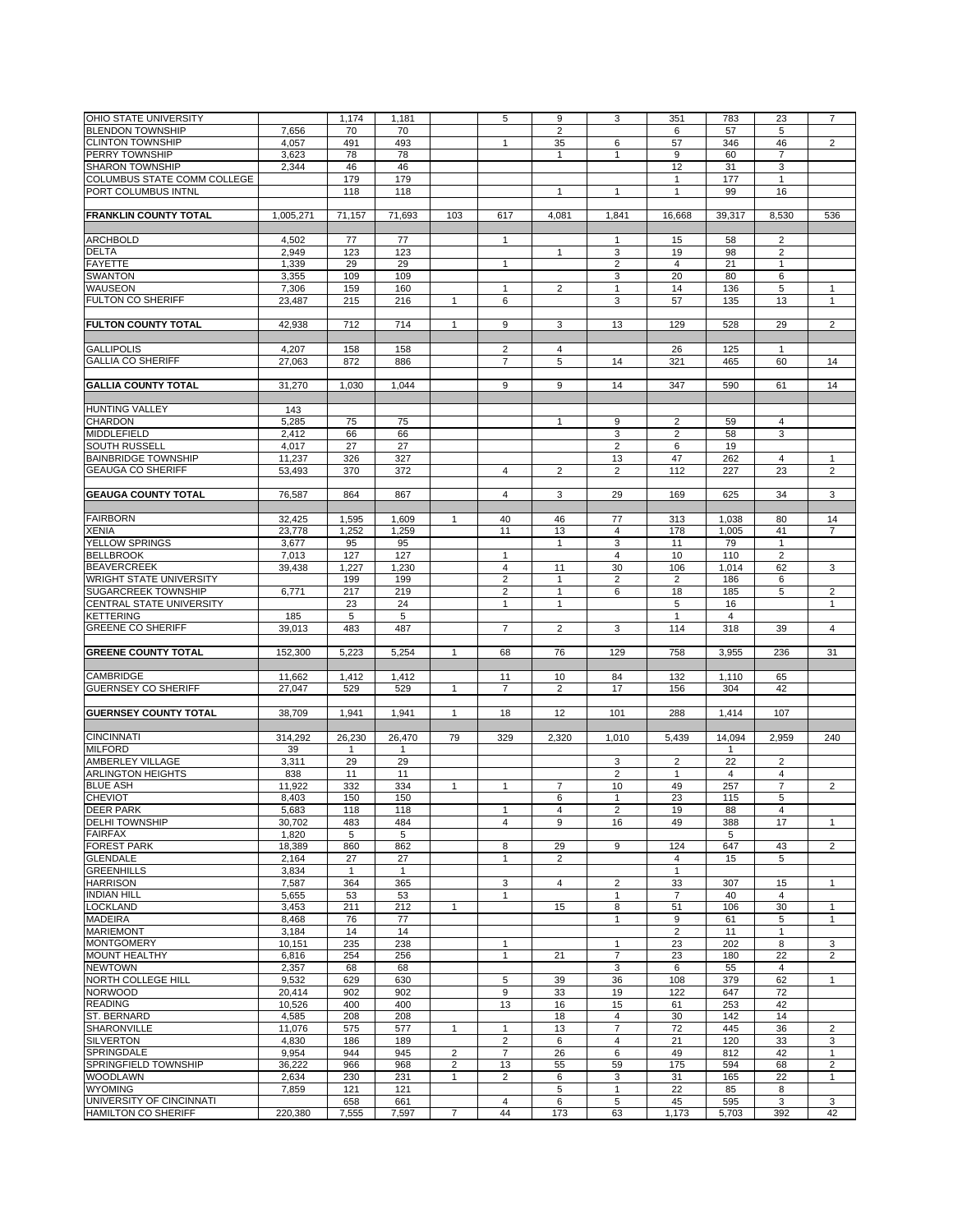| | | | | | | | | | | | |
|---|---|---|---|---|---|---|---|---|---|---|---|
| OHIO STATE UNIVERSITY | | 1,174 | 1,181 | | 5 | 9 | 3 | 351 | 783 | 23 | 7 |
| BLENDON TOWNSHIP | 7,656 | 70 | 70 | | | 2 | | 6 | 57 | 5 | |
| CLINTON TOWNSHIP | 4,057 | 491 | 493 | | 1 | 35 | 6 | 57 | 346 | 46 | 2 |
| PERRY TOWNSHIP | 3,623 | 78 | 78 | | | 1 | 1 | 9 | 60 | 7 | |
| SHARON TOWNSHIP | 2,344 | 46 | 46 | | | | | 12 | 31 | 3 | |
| COLUMBUS STATE COMM COLLEGE | | 179 | 179 | | | | | 1 | 177 | 1 | |
| PORT COLUMBUS INTNL | | 118 | 118 | | | 1 | 1 | 1 | 99 | 16 | |
| | | | | | | | | | | | |
| **FRANKLIN COUNTY TOTAL** | 1,005,271 | 71,157 | 71,693 | 103 | 617 | 4,081 | 1,841 | 16,668 | 39,317 | 8,530 | 536 |
| | | | | | | | | | | | |
| ARCHBOLD | 4,502 | 77 | 77 | | 1 | | 1 | 15 | 58 | 2 | |
| DELTA | 2,949 | 123 | 123 | | | 1 | 3 | 19 | 98 | 2 | |
| FAYETTE | 1,339 | 29 | 29 | | 1 | | 2 | 4 | 21 | 1 | |
| SWANTON | 3,355 | 109 | 109 | | | | 3 | 20 | 80 | 6 | |
| WAUSEON | 7,306 | 159 | 160 | | 1 | 2 | 1 | 14 | 136 | 5 | 1 |
| FULTON CO SHERIFF | 23,487 | 215 | 216 | 1 | 6 | | 3 | 57 | 135 | 13 | 1 |
| | | | | | | | | | | | |
| **FULTON COUNTY TOTAL** | 42,938 | 712 | 714 | 1 | 9 | 3 | 13 | 129 | 528 | 29 | 2 |
| | | | | | | | | | | | |
| GALLIPOLIS | 4,207 | 158 | 158 | | 2 | 4 | | 26 | 125 | 1 | |
| GALLIA CO SHERIFF | 27,063 | 872 | 886 | | 7 | 5 | 14 | 321 | 465 | 60 | 14 |
| | | | | | | | | | | | |
| **GALLIA COUNTY TOTAL** | 31,270 | 1,030 | 1,044 | | 9 | 9 | 14 | 347 | 590 | 61 | 14 |
| | | | | | | | | | | | |
| HUNTING VALLEY | 143 | | | | | | | | | | |
| CHARDON | 5,285 | 75 | 75 | | | 1 | 9 | 2 | 59 | 4 | |
| MIDDLEFIELD | 2,412 | 66 | 66 | | | | 3 | 2 | 58 | 3 | |
| SOUTH RUSSELL | 4,017 | 27 | 27 | | | | 2 | 6 | 19 | | |
| BAINBRIDGE TOWNSHIP | 11,237 | 326 | 327 | | | | 13 | 47 | 262 | 4 | 1 |
| GEAUGA CO SHERIFF | 53,493 | 370 | 372 | | 4 | 2 | 2 | 112 | 227 | 23 | 2 |
| | | | | | | | | | | | |
| **GEAUGA COUNTY TOTAL** | 76,587 | 864 | 867 | | 4 | 3 | 29 | 169 | 625 | 34 | 3 |
| | | | | | | | | | | | |
| FAIRBORN | 32,425 | 1,595 | 1,609 | 1 | 40 | 46 | 77 | 313 | 1,038 | 80 | 14 |
| XENIA | 23,778 | 1,252 | 1,259 | | 11 | 13 | 4 | 178 | 1,005 | 41 | 7 |
| YELLOW SPRINGS | 3,677 | 95 | 95 | | | 1 | 3 | 11 | 79 | 1 | |
| BELLBROOK | 7,013 | 127 | 127 | | 1 | | 4 | 10 | 110 | 2 | |
| BEAVERCREEK | 39,438 | 1,227 | 1,230 | | 4 | 11 | 30 | 106 | 1,014 | 62 | 3 |
| WRIGHT STATE UNIVERSITY | | 199 | 199 | | 2 | 1 | 2 | 2 | 186 | 6 | |
| SUGARCREEK TOWNSHIP | 6,771 | 217 | 219 | | 2 | 1 | 6 | 18 | 185 | 5 | 2 |
| CENTRAL STATE UNIVERSITY | | 23 | 24 | | 1 | 1 | | 5 | 16 | | 1 |
| KETTERING | 185 | 5 | 5 | | | | | 1 | 4 | | |
| GREENE CO SHERIFF | 39,013 | 483 | 487 | | 7 | 2 | 3 | 114 | 318 | 39 | 4 |
| | | | | | | | | | | | |
| **GREENE COUNTY TOTAL** | 152,300 | 5,223 | 5,254 | 1 | 68 | 76 | 129 | 758 | 3,955 | 236 | 31 |
| | | | | | | | | | | | |
| CAMBRIDGE | 11,662 | 1,412 | 1,412 | | 11 | 10 | 84 | 132 | 1,110 | 65 | |
| GUERNSEY CO SHERIFF | 27,047 | 529 | 529 | 1 | 7 | 2 | 17 | 156 | 304 | 42 | |
| | | | | | | | | | | | |
| **GUERNSEY COUNTY TOTAL** | 38,709 | 1,941 | 1,941 | 1 | 18 | 12 | 101 | 288 | 1,414 | 107 | |
| | | | | | | | | | | | |
| CINCINNATI | 314,292 | 26,230 | 26,470 | 79 | 329 | 2,320 | 1,010 | 5,439 | 14,094 | 2,959 | 240 |
| MILFORD | 39 | 1 | 1 | | | | | | 1 | | |
| AMBERLEY VILLAGE | 3,311 | 29 | 29 | | | | 3 | 2 | 22 | 2 | |
| ARLINGTON HEIGHTS | 838 | 11 | 11 | | | | 2 | 1 | 4 | 4 | |
| BLUE ASH | 11,922 | 332 | 334 | 1 | 1 | 7 | 10 | 49 | 257 | 7 | 2 |
| CHEVIOT | 8,403 | 150 | 150 | | | 6 | 1 | 23 | 115 | 5 | |
| DEER PARK | 5,683 | 118 | 118 | | 1 | 4 | 2 | 19 | 88 | 4 | |
| DELHI TOWNSHIP | 30,702 | 483 | 484 | | 4 | 9 | 16 | 49 | 388 | 17 | 1 |
| FAIRFAX | 1,820 | 5 | 5 | | | | | | 5 | | |
| FOREST PARK | 18,389 | 860 | 862 | | 8 | 29 | 9 | 124 | 647 | 43 | 2 |
| GLENDALE | 2,164 | 27 | 27 | | 1 | 2 | | 4 | 15 | 5 | |
| GREENHILLS | 3,834 | 1 | 1 | | | | | 1 | | | |
| HARRISON | 7,587 | 364 | 365 | | 3 | 4 | 2 | 33 | 307 | 15 | 1 |
| INDIAN HILL | 5,655 | 53 | 53 | | 1 | | 1 | 7 | 40 | 4 | |
| LOCKLAND | 3,453 | 211 | 212 | 1 | | 15 | 8 | 51 | 106 | 30 | 1 |
| MADEIRA | 8,468 | 76 | 77 | | | | 1 | 9 | 61 | 5 | 1 |
| MARIEMONT | 3,184 | 14 | 14 | | | | | 2 | 11 | 1 | |
| MONTGOMERY | 10,151 | 235 | 238 | | 1 | | 1 | 23 | 202 | 8 | 3 |
| MOUNT HEALTHY | 6,816 | 254 | 256 | | 1 | 21 | 7 | 23 | 180 | 22 | 2 |
| NEWTOWN | 2,357 | 68 | 68 | | | | 3 | 6 | 55 | 4 | |
| NORTH COLLEGE HILL | 9,532 | 629 | 630 | | 5 | 39 | 36 | 108 | 379 | 62 | 1 |
| NORWOOD | 20,414 | 902 | 902 | | 9 | 33 | 19 | 122 | 647 | 72 | |
| READING | 10,526 | 400 | 400 | | 13 | 16 | 15 | 61 | 253 | 42 | |
| ST. BERNARD | 4,585 | 208 | 208 | | | 18 | 4 | 30 | 142 | 14 | |
| SHARONVILLE | 11,076 | 575 | 577 | 1 | 1 | 13 | 7 | 72 | 445 | 36 | 2 |
| SILVERTON | 4,830 | 186 | 189 | | 2 | 6 | 4 | 21 | 120 | 33 | 3 |
| SPRINGDALE | 9,954 | 944 | 945 | 2 | 7 | 26 | 6 | 49 | 812 | 42 | 1 |
| SPRINGFIELD TOWNSHIP | 36,222 | 966 | 968 | 2 | 13 | 55 | 59 | 175 | 594 | 68 | 2 |
| WOODLAWN | 2,634 | 230 | 231 | 1 | 2 | 6 | 3 | 31 | 165 | 22 | 1 |
| WYOMING | 7,859 | 121 | 121 | | | 5 | 1 | 22 | 85 | 8 | |
| UNIVERSITY OF CINCINNATI | | 658 | 661 | | 4 | 6 | 5 | 45 | 595 | 3 | 3 |
| HAMILTON CO SHERIFF | 220,380 | 7,555 | 7,597 | 7 | 44 | 173 | 63 | 1,173 | 5,703 | 392 | 42 |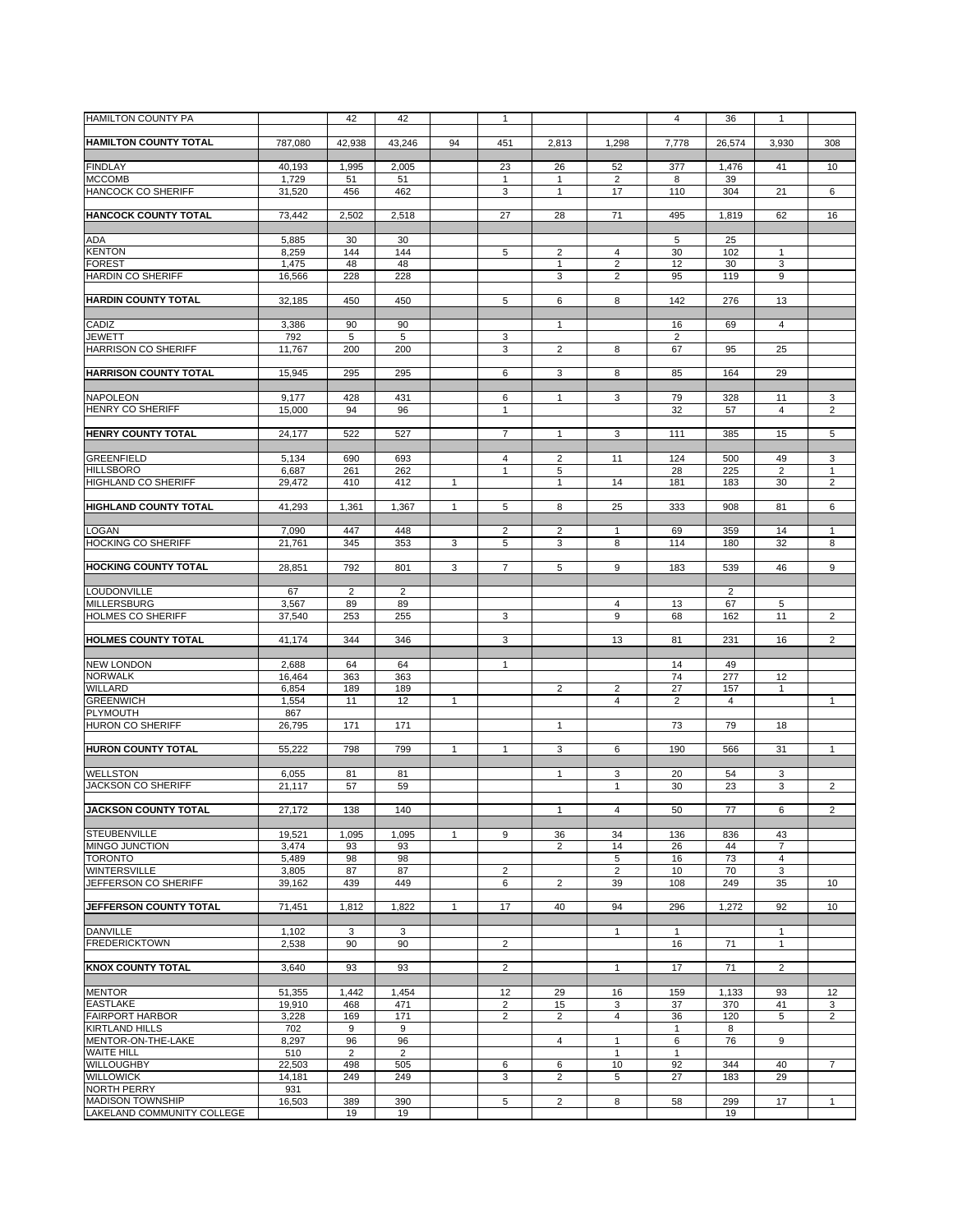| | | | | | | | | | | | |
|---|---|---|---|---|---|---|---|---|---|---|---|
| HAMILTON COUNTY PA | | 42 | 42 | | 1 | | | 4 | 36 | 1 | |
| **HAMILTON COUNTY TOTAL** | 787,080 | 42,938 | 43,246 | 94 | 451 | 2,813 | 1,298 | 7,778 | 26,574 | 3,930 | 308 |
| FINDLAY | 40,193 | 1,995 | 2,005 | | 23 | 26 | 52 | 377 | 1,476 | 41 | 10 |
| MCCOMB | 1,729 | 51 | 51 | | 1 | 1 | 2 | 8 | 39 | | |
| HANCOCK CO SHERIFF | 31,520 | 456 | 462 | | 3 | 1 | 17 | 110 | 304 | 21 | 6 |
| **HANCOCK COUNTY TOTAL** | 73,442 | 2,502 | 2,518 | | 27 | 28 | 71 | 495 | 1,819 | 62 | 16 |
| ADA | 5,885 | 30 | 30 | | | | | 5 | 25 | | |
| KENTON | 8,259 | 144 | 144 | | 5 | 2 | 4 | 30 | 102 | 1 | |
| FOREST | 1,475 | 48 | 48 | | | 1 | 2 | 12 | 30 | 3 | |
| HARDIN CO SHERIFF | 16,566 | 228 | 228 | | | 3 | 2 | 95 | 119 | 9 | |
| **HARDIN COUNTY TOTAL** | 32,185 | 450 | 450 | | 5 | 6 | 8 | 142 | 276 | 13 | |
| CADIZ | 3,386 | 90 | 90 | | | 1 | | 16 | 69 | 4 | |
| JEWETT | 792 | 5 | 5 | | 3 | | | 2 | | | |
| HARRISON CO SHERIFF | 11,767 | 200 | 200 | | 3 | 2 | 8 | 67 | 95 | 25 | |
| **HARRISON COUNTY TOTAL** | 15,945 | 295 | 295 | | 6 | 3 | 8 | 85 | 164 | 29 | |
| NAPOLEON | 9,177 | 428 | 431 | | 6 | 1 | 3 | 79 | 328 | 11 | 3 |
| HENRY CO SHERIFF | 15,000 | 94 | 96 | | 1 | | | 32 | 57 | 4 | 2 |
| **HENRY COUNTY TOTAL** | 24,177 | 522 | 527 | | 7 | 1 | 3 | 111 | 385 | 15 | 5 |
| GREENFIELD | 5,134 | 690 | 693 | | 4 | 2 | 11 | 124 | 500 | 49 | 3 |
| HILLSBORO | 6,687 | 261 | 262 | | 1 | 5 | | 28 | 225 | 2 | 1 |
| HIGHLAND CO SHERIFF | 29,472 | 410 | 412 | 1 | | 1 | 14 | 181 | 183 | 30 | 2 |
| **HIGHLAND COUNTY TOTAL** | 41,293 | 1,361 | 1,367 | 1 | 5 | 8 | 25 | 333 | 908 | 81 | 6 |
| LOGAN | 7,090 | 447 | 448 | | 2 | 2 | 1 | 69 | 359 | 14 | 1 |
| HOCKING CO SHERIFF | 21,761 | 345 | 353 | 3 | 5 | 3 | 8 | 114 | 180 | 32 | 8 |
| **HOCKING COUNTY TOTAL** | 28,851 | 792 | 801 | 3 | 7 | 5 | 9 | 183 | 539 | 46 | 9 |
| LOUDONVILLE | 67 | 2 | 2 | | | | | | 2 | | |
| MILLERSBURG | 3,567 | 89 | 89 | | | | 4 | 13 | 67 | 5 | |
| HOLMES CO SHERIFF | 37,540 | 253 | 255 | | 3 | | 9 | 68 | 162 | 11 | 2 |
| **HOLMES COUNTY TOTAL** | 41,174 | 344 | 346 | | 3 | | 13 | 81 | 231 | 16 | 2 |
| NEW LONDON | 2,688 | 64 | 64 | | 1 | | | 14 | 49 | | |
| NORWALK | 16,464 | 363 | 363 | | | | | 74 | 277 | 12 | |
| WILLARD | 6,854 | 189 | 189 | | | 2 | 2 | 27 | 157 | 1 | |
| GREENWICH | 1,554 | 11 | 12 | 1 | | | 4 | 2 | 4 | | 1 |
| PLYMOUTH | 867 | | | | | | | | | | |
| HURON CO SHERIFF | 26,795 | 171 | 171 | | | 1 | | 73 | 79 | 18 | |
| **HURON COUNTY TOTAL** | 55,222 | 798 | 799 | 1 | 1 | 3 | 6 | 190 | 566 | 31 | 1 |
| WELLSTON | 6,055 | 81 | 81 | | | 1 | 3 | 20 | 54 | 3 | |
| JACKSON CO SHERIFF | 21,117 | 57 | 59 | | | | 1 | 30 | 23 | 3 | 2 |
| **JACKSON COUNTY TOTAL** | 27,172 | 138 | 140 | | | 1 | 4 | 50 | 77 | 6 | 2 |
| STEUBENVILLE | 19,521 | 1,095 | 1,095 | 1 | 9 | 36 | 34 | 136 | 836 | 43 | |
| MINGO JUNCTION | 3,474 | 93 | 93 | | | 2 | 14 | 26 | 44 | 7 | |
| TORONTO | 5,489 | 98 | 98 | | | | 5 | 16 | 73 | 4 | |
| WINTERSVILLE | 3,805 | 87 | 87 | | 2 | | 2 | 10 | 70 | 3 | |
| JEFFERSON CO SHERIFF | 39,162 | 439 | 449 | | 6 | 2 | 39 | 108 | 249 | 35 | 10 |
| **JEFFERSON COUNTY TOTAL** | 71,451 | 1,812 | 1,822 | 1 | 17 | 40 | 94 | 296 | 1,272 | 92 | 10 |
| DANVILLE | 1,102 | 3 | 3 | | | | 1 | 1 | | 1 | |
| FREDERICKTOWN | 2,538 | 90 | 90 | | 2 | | | 16 | 71 | 1 | |
| **KNOX COUNTY TOTAL** | 3,640 | 93 | 93 | | 2 | | 1 | 17 | 71 | 2 | |
| MENTOR | 51,355 | 1,442 | 1,454 | | 12 | 29 | 16 | 159 | 1,133 | 93 | 12 |
| EASTLAKE | 19,910 | 468 | 471 | | 2 | 15 | 3 | 37 | 370 | 41 | 3 |
| FAIRPORT HARBOR | 3,228 | 169 | 171 | | 2 | 2 | 4 | 36 | 120 | 5 | 2 |
| KIRTLAND HILLS | 702 | 9 | 9 | | | | | 1 | 8 | | |
| MENTOR-ON-THE-LAKE | 8,297 | 96 | 96 | | | 4 | 1 | 6 | 76 | 9 | |
| WAITE HILL | 510 | 2 | 2 | | | | 1 | 1 | | | |
| WILLOUGHBY | 22,503 | 498 | 505 | | 6 | 6 | 10 | 92 | 344 | 40 | 7 |
| WILLOWICK | 14,181 | 249 | 249 | | 3 | 2 | 5 | 27 | 183 | 29 | |
| NORTH PERRY | 931 | | | | | | | | | | |
| MADISON TOWNSHIP | 16,503 | 389 | 390 | | 5 | 2 | 8 | 58 | 299 | 17 | 1 |
| LAKELAND COMMUNITY COLLEGE | | 19 | 19 | | | | | | 19 | | |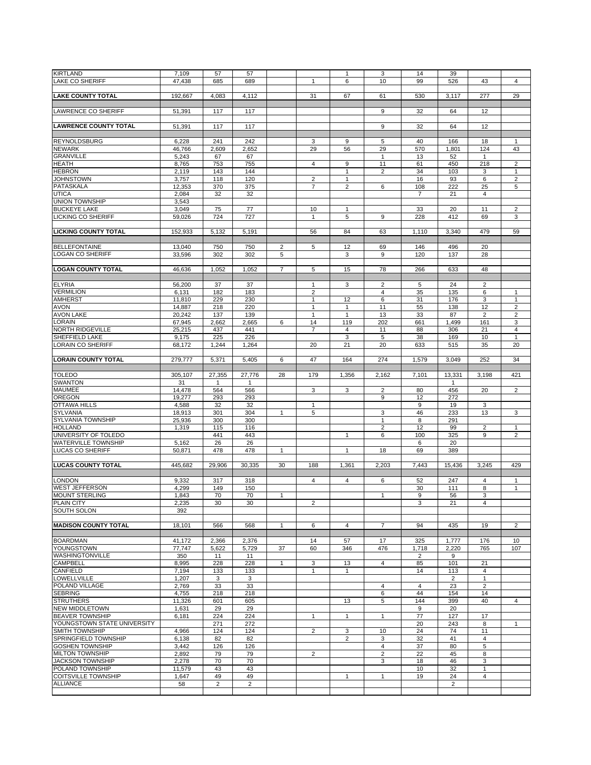| | | | | | | | | | | | |
|---|---|---|---|---|---|---|---|---|---|---|---|
| KIRTLAND | 7,109 | 57 | 57 | | | 1 | 3 | 14 | 39 | | |
| LAKE CO SHERIFF | 47,438 | 685 | 689 | | 1 | 6 | 10 | 99 | 526 | 43 | 4 |
| **LAKE COUNTY TOTAL** | 192,667 | 4,083 | 4,112 | | 31 | 67 | 61 | 530 | 3,117 | 277 | 29 |
| LAWRENCE CO SHERIFF | 51,391 | 117 | 117 | | | | 9 | 32 | 64 | 12 | |
| **LAWRENCE COUNTY TOTAL** | 51,391 | 117 | 117 | | | | 9 | 32 | 64 | 12 | |
| REYNOLDSBURG | 6,228 | 241 | 242 | | 3 | 9 | 5 | 40 | 166 | 18 | 1 |
| NEWARK | 46,766 | 2,609 | 2,652 | | 29 | 56 | 29 | 570 | 1,801 | 124 | 43 |
| GRANVILLE | 5,243 | 67 | 67 | | | | 1 | 13 | 52 | 1 | |
| HEATH | 8,765 | 753 | 755 | | 4 | 9 | 11 | 61 | 450 | 218 | 2 |
| HEBRON | 2,119 | 143 | 144 | | | 1 | 2 | 34 | 103 | 3 | 1 |
| JOHNSTOWN | 3,757 | 118 | 120 | | 2 | 1 | | 16 | 93 | 6 | 2 |
| PATASKALA | 12,353 | 370 | 375 | | 7 | 2 | 6 | 108 | 222 | 25 | 5 |
| UTICA | 2,084 | 32 | 32 | | | | | 7 | 21 | 4 | |
| UNION TOWNSHIP | 3,543 | | | | | | | | | | |
| BUCKEYE LAKE | 3,049 | 75 | 77 | | 10 | 1 | | 33 | 20 | 11 | 2 |
| LICKING CO SHERIFF | 59,026 | 724 | 727 | | 1 | 5 | 9 | 228 | 412 | 69 | 3 |
| **LICKING COUNTY TOTAL** | 152,933 | 5,132 | 5,191 | | 56 | 84 | 63 | 1,110 | 3,340 | 479 | 59 |
| BELLEFONTAINE | 13,040 | 750 | 750 | 2 | 5 | 12 | 69 | 146 | 496 | 20 | |
| LOGAN CO SHERIFF | 33,596 | 302 | 302 | 5 | | 3 | 9 | 120 | 137 | 28 | |
| **LOGAN COUNTY TOTAL** | 46,636 | 1,052 | 1,052 | 7 | 5 | 15 | 78 | 266 | 633 | 48 | |
| ELYRIA | 56,200 | 37 | 37 | | 1 | 3 | 2 | 5 | 24 | 2 | |
| VERMILION | 6,131 | 182 | 183 | | 2 | | 4 | 35 | 135 | 6 | 1 |
| AMHERST | 11,810 | 229 | 230 | | 1 | 12 | 6 | 31 | 176 | 3 | 1 |
| AVON | 14,887 | 218 | 220 | | 1 | 1 | 11 | 55 | 138 | 12 | 2 |
| AVON LAKE | 20,242 | 137 | 139 | | 1 | 1 | 13 | 33 | 87 | 2 | 2 |
| LORAIN | 67,945 | 2,662 | 2,665 | 6 | 14 | 119 | 202 | 661 | 1,499 | 161 | 3 |
| NORTH RIDGEVILLE | 25,215 | 437 | 441 | | 7 | 4 | 11 | 88 | 306 | 21 | 4 |
| SHEFFIELD LAKE | 9,175 | 225 | 226 | | | 3 | 5 | 38 | 169 | 10 | 1 |
| LORAIN CO SHERIFF | 68,172 | 1,244 | 1,264 | | 20 | 21 | 20 | 633 | 515 | 35 | 20 |
| **LORAIN COUNTY TOTAL** | 279,777 | 5,371 | 5,405 | 6 | 47 | 164 | 274 | 1,579 | 3,049 | 252 | 34 |
| TOLEDO | 305,107 | 27,355 | 27,776 | 28 | 179 | 1,356 | 2,162 | 7,101 | 13,331 | 3,198 | 421 |
| SWANTON | 31 | 1 | 1 | | | | | | 1 | | |
| MAUMEE | 14,478 | 564 | 566 | | 3 | 3 | 2 | 80 | 456 | 20 | 2 |
| OREGON | 19,277 | 293 | 293 | | | | 9 | 12 | 272 | | |
| OTTAWA HILLS | 4,588 | 32 | 32 | | 1 | | | 9 | 19 | 3 | |
| SYLVANIA | 18,913 | 301 | 304 | 1 | 5 | | 3 | 46 | 233 | 13 | 3 |
| SYLVANIA TOWNSHIP | 25,936 | 300 | 300 | | | | 1 | 8 | 291 | | |
| HOLLAND | 1,319 | 115 | 116 | | | | 2 | 12 | 99 | 2 | 1 |
| UNIVERSITY OF TOLEDO | | 441 | 443 | | | 1 | 6 | 100 | 325 | 9 | 2 |
| WATERVILLE TOWNSHIP | 5,162 | 26 | 26 | | | | | 6 | 20 | | |
| LUCAS CO SHERIFF | 50,871 | 478 | 478 | 1 | | 1 | 18 | 69 | 389 | | |
| **LUCAS COUNTY TOTAL** | 445,682 | 29,906 | 30,335 | 30 | 188 | 1,361 | 2,203 | 7,443 | 15,436 | 3,245 | 429 |
| LONDON | 9,332 | 317 | 318 | | 4 | 4 | 6 | 52 | 247 | 4 | 1 |
| WEST JEFFERSON | 4,299 | 149 | 150 | | | | | 30 | 111 | 8 | 1 |
| MOUNT STERLING | 1,843 | 70 | 70 | 1 | | | 1 | 9 | 56 | 3 | |
| PLAIN CITY | 2,235 | 30 | 30 | | 2 | | | 3 | 21 | 4 | |
| SOUTH SOLON | 392 | | | | | | | | | | |
| **MADISON COUNTY TOTAL** | 18,101 | 566 | 568 | 1 | 6 | 4 | 7 | 94 | 435 | 19 | 2 |
| BOARDMAN | 41,172 | 2,366 | 2,376 | | 14 | 57 | 17 | 325 | 1,777 | 176 | 10 |
| YOUNGSTOWN | 77,747 | 5,622 | 5,729 | 37 | 60 | 346 | 476 | 1,718 | 2,220 | 765 | 107 |
| WASHINGTONVILLE | 350 | 11 | 11 | | | | | 2 | 9 | | |
| CAMPBELL | 8,995 | 228 | 228 | 1 | 3 | 13 | 4 | 85 | 101 | 21 | |
| CANFIELD | 7,194 | 133 | 133 | | 1 | 1 | | 14 | 113 | 4 | |
| LOWELLVILLE | 1,207 | 3 | 3 | | | | | | 2 | 1 | |
| POLAND VILLAGE | 2,769 | 33 | 33 | | | | 4 | 4 | 23 | 2 | |
| SEBRING | 4,755 | 218 | 218 | | | | 6 | 44 | 154 | 14 | |
| STRUTHERS | 11,326 | 601 | 605 | | | 13 | 5 | 144 | 399 | 40 | 4 |
| NEW MIDDLETOWN | 1,631 | 29 | 29 | | | | | 9 | 20 | | |
| BEAVER TOWNSHIP | 6,181 | 224 | 224 | | 1 | 1 | 1 | 77 | 127 | 17 | |
| YOUNGSTOWN STATE UNIVERSITY | | 271 | 272 | | | | | 20 | 243 | 8 | 1 |
| SMITH TOWNSHIP | 4,966 | 124 | 124 | | 2 | 3 | 10 | 24 | 74 | 11 | |
| SPRINGFIELD TOWNSHIP | 6,138 | 82 | 82 | | | 2 | 3 | 32 | 41 | 4 | |
| GOSHEN TOWNSHIP | 3,442 | 126 | 126 | | | | 4 | 37 | 80 | 5 | |
| MILTON TOWNSHIP | 2,892 | 79 | 79 | | 2 | | 2 | 22 | 45 | 8 | |
| JACKSON TOWNSHIP | 2,278 | 70 | 70 | | | | 3 | 18 | 46 | 3 | |
| POLAND TOWNSHIP | 11,579 | 43 | 43 | | | | | 10 | 32 | 1 | |
| COITSVILLE TOWNSHIP | 1,647 | 49 | 49 | | | 1 | 1 | 19 | 24 | 4 | |
| ALLIANCE | 58 | 2 | 2 | | | | | | 2 | | |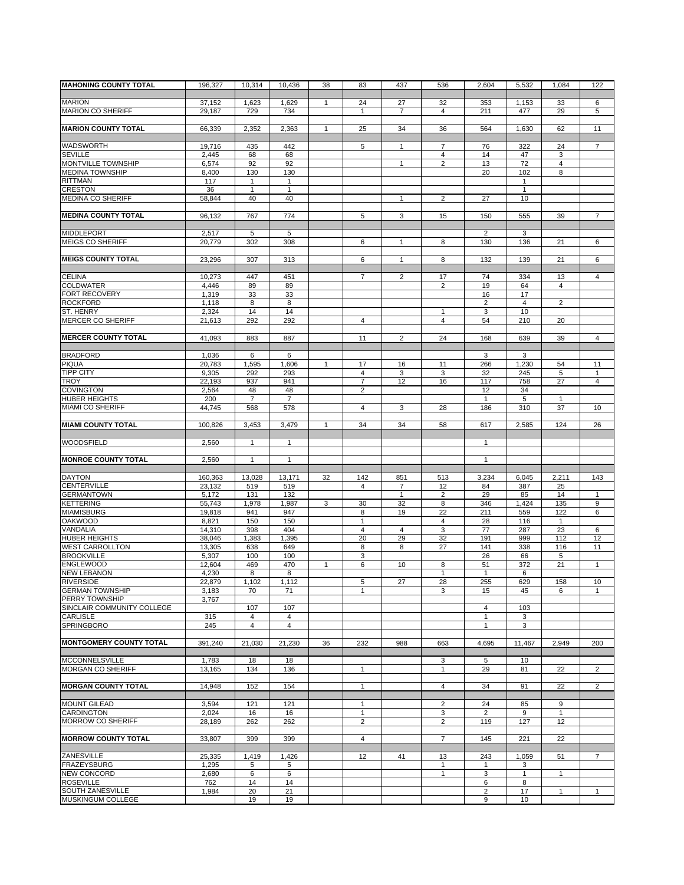| | | | | | | | | | | | |
|---|---|---|---|---|---|---|---|---|---|---|---|
| **MAHONING COUNTY TOTAL** | 196,327 | 10,314 | 10,436 | 38 | 83 | 437 | 536 | 2,604 | 5,532 | 1,084 | 122 |
| MARION | 37,152 | 1,623 | 1,629 | 1 | 24 | 27 | 32 | 353 | 1,153 | 33 | 6 |
| MARION CO SHERIFF | 29,187 | 729 | 734 | | 1 | 7 | 4 | 211 | 477 | 29 | 5 |
| **MARION COUNTY TOTAL** | 66,339 | 2,352 | 2,363 | 1 | 25 | 34 | 36 | 564 | 1,630 | 62 | 11 |
| WADSWORTH | 19,716 | 435 | 442 | | 5 | 1 | 7 | 76 | 322 | 24 | 7 |
| SEVILLE | 2,445 | 68 | 68 | | | | 4 | 14 | 47 | 3 | |
| MONTVILLE TOWNSHIP | 6,574 | 92 | 92 | | | 1 | 2 | 13 | 72 | 4 | |
| MEDINA TOWNSHIP | 8,400 | 130 | 130 | | | | | 20 | 102 | 8 | |
| RITTMAN | 117 | 1 | 1 | | | | | | 1 | | |
| CRESTON | 36 | 1 | 1 | | | | | | 1 | | |
| MEDINA CO SHERIFF | 58,844 | 40 | 40 | | | 1 | 2 | 27 | 10 | | |
| **MEDINA COUNTY TOTAL** | 96,132 | 767 | 774 | | 5 | 3 | 15 | 150 | 555 | 39 | 7 |
| MIDDLEPORT | 2,517 | 5 | 5 | | | | | 2 | 3 | | |
| MEIGS CO SHERIFF | 20,779 | 302 | 308 | | 6 | 1 | 8 | 130 | 136 | 21 | 6 |
| **MEIGS COUNTY TOTAL** | 23,296 | 307 | 313 | | 6 | 1 | 8 | 132 | 139 | 21 | 6 |
| CELINA | 10,273 | 447 | 451 | | 7 | 2 | 17 | 74 | 334 | 13 | 4 |
| COLDWATER | 4,446 | 89 | 89 | | | | 2 | 19 | 64 | 4 | |
| FORT RECOVERY | 1,319 | 33 | 33 | | | | | 16 | 17 | | |
| ROCKFORD | 1,118 | 8 | 8 | | | | | 2 | 4 | 2 | |
| ST. HENRY | 2,324 | 14 | 14 | | | | 1 | 3 | 10 | | |
| MERCER CO SHERIFF | 21,613 | 292 | 292 | | 4 | | 4 | 54 | 210 | 20 | |
| **MERCER COUNTY TOTAL** | 41,093 | 883 | 887 | | 11 | 2 | 24 | 168 | 639 | 39 | 4 |
| BRADFORD | 1,036 | 6 | 6 | | | | | 3 | 3 | | |
| PIQUA | 20,783 | 1,595 | 1,606 | 1 | 17 | 16 | 11 | 266 | 1,230 | 54 | 11 |
| TIPP CITY | 9,305 | 292 | 293 | | 4 | 3 | 3 | 32 | 245 | 5 | 1 |
| TROY | 22,193 | 937 | 941 | | 7 | 12 | 16 | 117 | 758 | 27 | 4 |
| COVINGTON | 2,564 | 48 | 48 | | 2 | | | 12 | 34 | | |
| HUBER HEIGHTS | 200 | 7 | 7 | | | | | 1 | 5 | 1 | |
| MIAMI CO SHERIFF | 44,745 | 568 | 578 | | 4 | 3 | 28 | 186 | 310 | 37 | 10 |
| **MIAMI COUNTY TOTAL** | 100,826 | 3,453 | 3,479 | 1 | 34 | 34 | 58 | 617 | 2,585 | 124 | 26 |
| WOODSFIELD | 2,560 | 1 | 1 | | | | | 1 | | | |
| **MONROE COUNTY TOTAL** | 2,560 | 1 | 1 | | | | | 1 | | | |
| DAYTON | 160,363 | 13,028 | 13,171 | 32 | 142 | 851 | 513 | 3,234 | 6,045 | 2,211 | 143 |
| CENTERVILLE | 23,132 | 519 | 519 | | 4 | 7 | 12 | 84 | 387 | 25 | |
| GERMANTOWN | 5,172 | 131 | 132 | | | 1 | 2 | 29 | 85 | 14 | 1 |
| KETTERING | 55,743 | 1,978 | 1,987 | 3 | 30 | 32 | 8 | 346 | 1,424 | 135 | 9 |
| MIAMISBURG | 19,818 | 941 | 947 | | 8 | 19 | 22 | 211 | 559 | 122 | 6 |
| OAKWOOD | 8,821 | 150 | 150 | | 1 | | 4 | 28 | 116 | 1 | |
| VANDALIA | 14,310 | 398 | 404 | | 4 | 4 | 3 | 77 | 287 | 23 | 6 |
| HUBER HEIGHTS | 38,046 | 1,383 | 1,395 | | 20 | 29 | 32 | 191 | 999 | 112 | 12 |
| WEST CARROLLTON | 13,305 | 638 | 649 | | 8 | 8 | 27 | 141 | 338 | 116 | 11 |
| BROOKVILLE | 5,307 | 100 | 100 | | 3 | | | 26 | 66 | 5 | |
| ENGLEWOOD | 12,604 | 469 | 470 | 1 | 6 | 10 | 8 | 51 | 372 | 21 | 1 |
| NEW LEBANON | 4,230 | 8 | 8 | | | | 1 | 1 | 6 | | |
| RIVERSIDE | 22,879 | 1,102 | 1,112 | | 5 | 27 | 28 | 255 | 629 | 158 | 10 |
| GERMAN TOWNSHIP | 3,183 | 70 | 71 | | 1 | | 3 | 15 | 45 | 6 | 1 |
| PERRY TOWNSHIP | 3,767 | | | | | | | | | | |
| SINCLAIR COMMUNITY COLLEGE | | 107 | 107 | | | | | 4 | 103 | | |
| CARLISLE | 315 | 4 | 4 | | | | | 1 | 3 | | |
| SPRINGBORO | 245 | 4 | 4 | | | | | 1 | 3 | | |
| **MONTGOMERY COUNTY TOTAL** | 391,240 | 21,030 | 21,230 | 36 | 232 | 988 | 663 | 4,695 | 11,467 | 2,949 | 200 |
| MCCONNELSVILLE | 1,783 | 18 | 18 | | | | 3 | 5 | 10 | | |
| MORGAN CO SHERIFF | 13,165 | 134 | 136 | | 1 | | 1 | 29 | 81 | 22 | 2 |
| **MORGAN COUNTY TOTAL** | 14,948 | 152 | 154 | | 1 | | 4 | 34 | 91 | 22 | 2 |
| MOUNT GILEAD | 3,594 | 121 | 121 | | 1 | | 2 | 24 | 85 | 9 | |
| CARDINGTON | 2,024 | 16 | 16 | | 1 | | 3 | 2 | 9 | 1 | |
| MORROW CO SHERIFF | 28,189 | 262 | 262 | | 2 | | 2 | 119 | 127 | 12 | |
| **MORROW COUNTY TOTAL** | 33,807 | 399 | 399 | | 4 | | 7 | 145 | 221 | 22 | |
| ZANESVILLE | 25,335 | 1,419 | 1,426 | | 12 | 41 | 13 | 243 | 1,059 | 51 | 7 |
| FRAZEYSBURG | 1,295 | 5 | 5 | | | | 1 | 1 | 3 | | |
| NEW CONCORD | 2,680 | 6 | 6 | | | | 1 | 3 | 1 | 1 | |
| ROSEVILLE | 762 | 14 | 14 | | | | | 6 | 8 | | |
| SOUTH ZANESVILLE | 1,984 | 20 | 21 | | | | | 2 | 17 | 1 | 1 |
| MUSKINGUM COLLEGE | | 19 | 19 | | | | | 9 | 10 | | |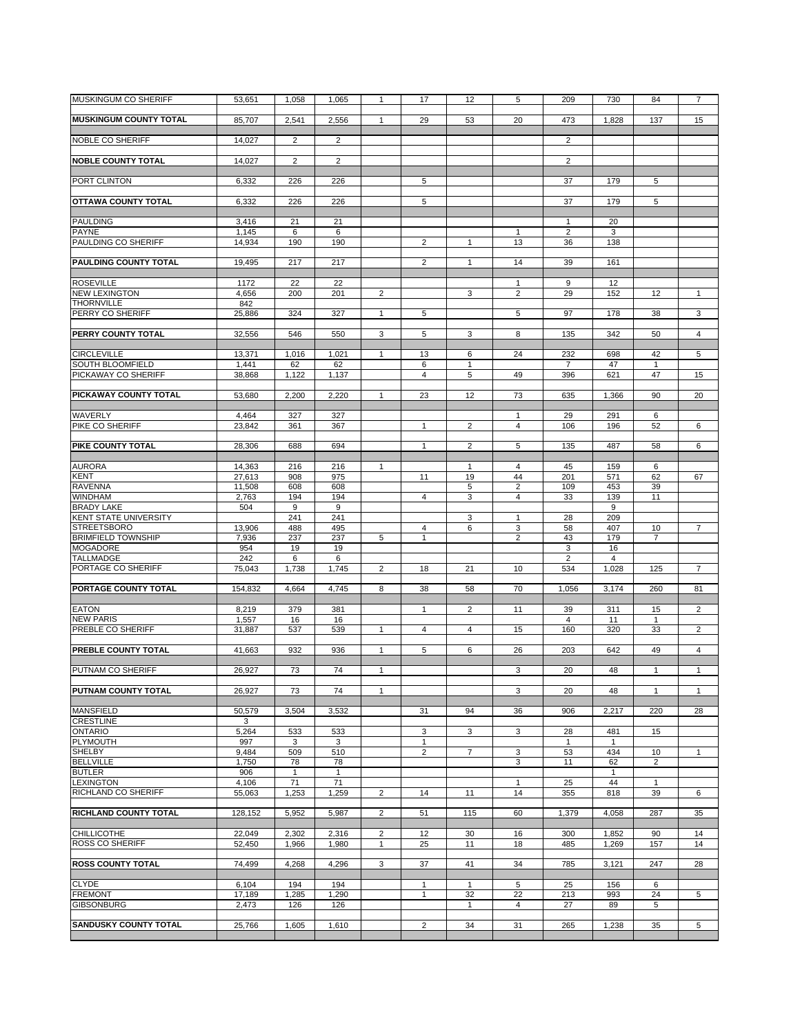| | | | | | | | | | | | |
|---|---|---|---|---|---|---|---|---|---|---|---|
| MUSKINGUM CO SHERIFF | 53,651 | 1,058 | 1,065 | 1 | 17 | 12 | 5 | 209 | 730 | 84 | 7 |
| **MUSKINGUM COUNTY TOTAL** | 85,707 | 2,541 | 2,556 | 1 | 29 | 53 | 20 | 473 | 1,828 | 137 | 15 |
| NOBLE CO SHERIFF | 14,027 | 2 | 2 | | | | | 2 | | | |
| **NOBLE COUNTY TOTAL** | 14,027 | 2 | 2 | | | | | 2 | | | |
| PORT CLINTON | 6,332 | 226 | 226 | | 5 | | | 37 | 179 | 5 | |
| **OTTAWA COUNTY TOTAL** | 6,332 | 226 | 226 | | 5 | | | 37 | 179 | 5 | |
| PAULDING | 3,416 | 21 | 21 | | | | | 1 | 20 | | |
| PAYNE | 1,145 | 6 | 6 | | | | 1 | 2 | 3 | | |
| PAULDING CO SHERIFF | 14,934 | 190 | 190 | | 2 | 1 | 13 | 36 | 138 | | |
| **PAULDING COUNTY TOTAL** | 19,495 | 217 | 217 | | 2 | 1 | 14 | 39 | 161 | | |
| ROSEVILLE | 1172 | 22 | 22 | | | | 1 | 9 | 12 | | |
| NEW LEXINGTON | 4,656 | 200 | 201 | 2 | | 3 | 2 | 29 | 152 | 12 | 1 |
| THORNVILLE | 842 | | | | | | | | | | |
| PERRY CO SHERIFF | 25,886 | 324 | 327 | 1 | 5 | | 5 | 97 | 178 | 38 | 3 |
| **PERRY COUNTY TOTAL** | 32,556 | 546 | 550 | 3 | 5 | 3 | 8 | 135 | 342 | 50 | 4 |
| CIRCLEVILLE | 13,371 | 1,016 | 1,021 | 1 | 13 | 6 | 24 | 232 | 698 | 42 | 5 |
| SOUTH BLOOMFIELD | 1,441 | 62 | 62 | | 6 | 1 | | 7 | 47 | 1 | |
| PICKAWAY CO SHERIFF | 38,868 | 1,122 | 1,137 | | 4 | 5 | 49 | 396 | 621 | 47 | 15 |
| **PICKAWAY COUNTY TOTAL** | 53,680 | 2,200 | 2,220 | 1 | 23 | 12 | 73 | 635 | 1,366 | 90 | 20 |
| WAVERLY | 4,464 | 327 | 327 | | | | 1 | 29 | 291 | 6 | |
| PIKE CO SHERIFF | 23,842 | 361 | 367 | | 1 | 2 | 4 | 106 | 196 | 52 | 6 |
| **PIKE COUNTY TOTAL** | 28,306 | 688 | 694 | | 1 | 2 | 5 | 135 | 487 | 58 | 6 |
| AURORA | 14,363 | 216 | 216 | 1 | | 1 | 4 | 45 | 159 | 6 | |
| KENT | 27,613 | 908 | 975 | | 11 | 19 | 44 | 201 | 571 | 62 | 67 |
| RAVENNA | 11,508 | 608 | 608 | | | 5 | 2 | 109 | 453 | 39 | |
| WINDHAM | 2,763 | 194 | 194 | | 4 | 3 | 4 | 33 | 139 | 11 | |
| BRADY LAKE | 504 | 9 | 9 | | | | | | 9 | | |
| KENT STATE UNIVERSITY | | 241 | 241 | | | 3 | 1 | 28 | 209 | | |
| STREETSBORO | 13,906 | 488 | 495 | | 4 | 6 | 3 | 58 | 407 | 10 | 7 |
| BRIMFIELD TOWNSHIP | 7,936 | 237 | 237 | 5 | 1 | | 2 | 43 | 179 | 7 | |
| MOGADORE | 954 | 19 | 19 | | | | | 3 | 16 | | |
| TALLMADGE | 242 | 6 | 6 | | | | | 2 | 4 | | |
| PORTAGE CO SHERIFF | 75,043 | 1,738 | 1,745 | 2 | 18 | 21 | 10 | 534 | 1,028 | 125 | 7 |
| **PORTAGE COUNTY TOTAL** | 154,832 | 4,664 | 4,745 | 8 | 38 | 58 | 70 | 1,056 | 3,174 | 260 | 81 |
| EATON | 8,219 | 379 | 381 | | 1 | 2 | 11 | 39 | 311 | 15 | 2 |
| NEW PARIS | 1,557 | 16 | 16 | | | | | 4 | 11 | 1 | |
| PREBLE CO SHERIFF | 31,887 | 537 | 539 | 1 | 4 | 4 | 15 | 160 | 320 | 33 | 2 |
| **PREBLE COUNTY TOTAL** | 41,663 | 932 | 936 | 1 | 5 | 6 | 26 | 203 | 642 | 49 | 4 |
| PUTNAM CO SHERIFF | 26,927 | 73 | 74 | 1 | | | 3 | 20 | 48 | 1 | 1 |
| **PUTNAM COUNTY TOTAL** | 26,927 | 73 | 74 | 1 | | | 3 | 20 | 48 | 1 | 1 |
| MANSFIELD | 50,579 | 3,504 | 3,532 | | 31 | 94 | 36 | 906 | 2,217 | 220 | 28 |
| CRESTLINE | 3 | | | | | | | | | | |
| ONTARIO | 5,264 | 533 | 533 | | 3 | 3 | 3 | 28 | 481 | 15 | |
| PLYMOUTH | 997 | 3 | 3 | | 1 | | | 1 | 1 | | |
| SHELBY | 9,484 | 509 | 510 | | 2 | 7 | 3 | 53 | 434 | 10 | 1 |
| BELLVILLE | 1,750 | 78 | 78 | | | | 3 | 11 | 62 | 2 | |
| BUTLER | 906 | 1 | 1 | | | | | | 1 | | |
| LEXINGTON | 4,106 | 71 | 71 | | | | 1 | 25 | 44 | 1 | |
| RICHLAND CO SHERIFF | 55,063 | 1,253 | 1,259 | 2 | 14 | 11 | 14 | 355 | 818 | 39 | 6 |
| **RICHLAND COUNTY TOTAL** | 128,152 | 5,952 | 5,987 | 2 | 51 | 115 | 60 | 1,379 | 4,058 | 287 | 35 |
| CHILLICOTHE | 22,049 | 2,302 | 2,316 | 2 | 12 | 30 | 16 | 300 | 1,852 | 90 | 14 |
| ROSS CO SHERIFF | 52,450 | 1,966 | 1,980 | 1 | 25 | 11 | 18 | 485 | 1,269 | 157 | 14 |
| **ROSS COUNTY TOTAL** | 74,499 | 4,268 | 4,296 | 3 | 37 | 41 | 34 | 785 | 3,121 | 247 | 28 |
| CLYDE | 6,104 | 194 | 194 | | 1 | 1 | 5 | 25 | 156 | 6 | |
| FREMONT | 17,189 | 1,285 | 1,290 | | 1 | 32 | 22 | 213 | 993 | 24 | 5 |
| GIBSONBURG | 2,473 | 126 | 126 | | | 1 | 4 | 27 | 89 | 5 | |
| **SANDUSKY COUNTY TOTAL** | 25,766 | 1,605 | 1,610 | | 2 | 34 | 31 | 265 | 1,238 | 35 | 5 |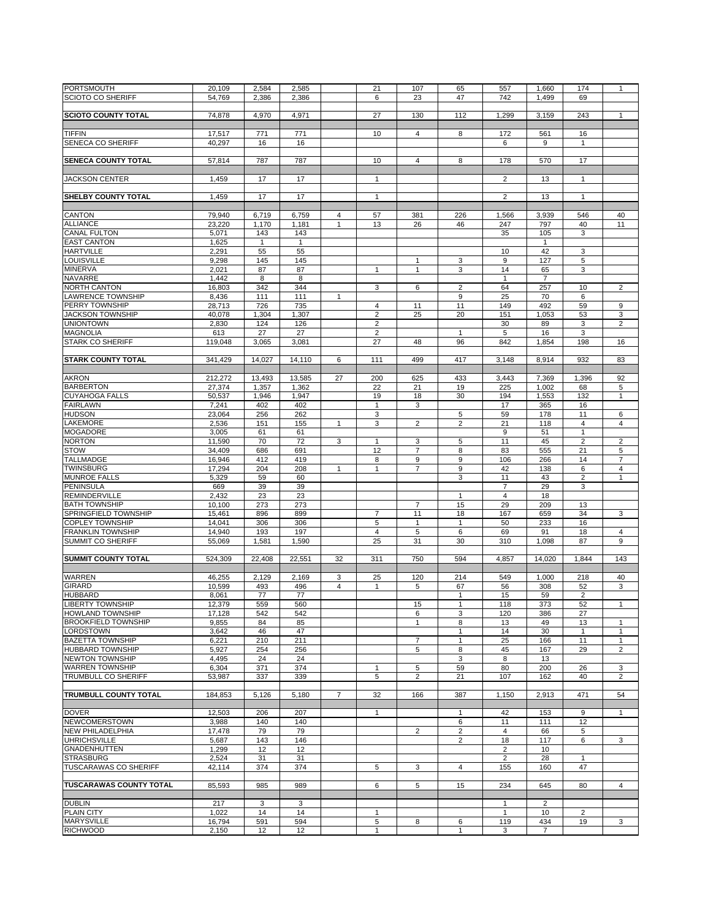| | | | | | | | | | | | |
|---|---|---|---|---|---|---|---|---|---|---|---|
| PORTSMOUTH | 20,109 | 2,584 | 2,585 | | 21 | 107 | 65 | 557 | 1,660 | 174 | 1 |
| SCIOTO CO SHERIFF | 54,769 | 2,386 | 2,386 | | 6 | 23 | 47 | 742 | 1,499 | 69 | |
| **SCIOTO COUNTY TOTAL** | 74,878 | 4,970 | 4,971 | | 27 | 130 | 112 | 1,299 | 3,159 | 243 | 1 |
| TIFFIN | 17,517 | 771 | 771 | | 10 | 4 | 8 | 172 | 561 | 16 | |
| SENECA CO SHERIFF | 40,297 | 16 | 16 | | | | | 6 | 9 | 1 | |
| **SENECA COUNTY TOTAL** | 57,814 | 787 | 787 | | 10 | 4 | 8 | 178 | 570 | 17 | |
| JACKSON CENTER | 1,459 | 17 | 17 | | 1 | | | 2 | 13 | 1 | |
| **SHELBY COUNTY TOTAL** | 1,459 | 17 | 17 | | 1 | | | 2 | 13 | 1 | |
| CANTON | 79,940 | 6,719 | 6,759 | 4 | 57 | 381 | 226 | 1,566 | 3,939 | 546 | 40 |
| ALLIANCE | 23,220 | 1,170 | 1,181 | 1 | 13 | 26 | 46 | 247 | 797 | 40 | 11 |
| CANAL FULTON | 5,071 | 143 | 143 | | | | | 35 | 105 | 3 | |
| EAST CANTON | 1,625 | 1 | 1 | | | | | | 1 | | |
| HARTVILLE | 2,291 | 55 | 55 | | | | | 10 | 42 | 3 | |
| LOUISVILLE | 9,298 | 145 | 145 | | | 1 | 3 | 9 | 127 | 5 | |
| MINERVA | 2,021 | 87 | 87 | | 1 | 1 | 3 | 14 | 65 | 3 | |
| NAVARRE | 1,442 | 8 | 8 | | | | | 1 | 7 | | |
| NORTH CANTON | 16,803 | 342 | 344 | | 3 | 6 | 2 | 64 | 257 | 10 | 2 |
| LAWRENCE TOWNSHIP | 8,436 | 111 | 111 | 1 | | | 9 | 25 | 70 | 6 | |
| PERRY TOWNSHIP | 28,713 | 726 | 735 | | 4 | 11 | 11 | 149 | 492 | 59 | 9 |
| JACKSON TOWNSHIP | 40,078 | 1,304 | 1,307 | | 2 | 25 | 20 | 151 | 1,053 | 53 | 3 |
| UNIONTOWN | 2,830 | 124 | 126 | | 2 | | | 30 | 89 | 3 | 2 |
| MAGNOLIA | 613 | 27 | 27 | | 2 | | 1 | 5 | 16 | 3 | |
| STARK CO SHERIFF | 119,048 | 3,065 | 3,081 | | 27 | 48 | 96 | 842 | 1,854 | 198 | 16 |
| **STARK COUNTY TOTAL** | 341,429 | 14,027 | 14,110 | 6 | 111 | 499 | 417 | 3,148 | 8,914 | 932 | 83 |
| AKRON | 212,272 | 13,493 | 13,585 | 27 | 200 | 625 | 433 | 3,443 | 7,369 | 1,396 | 92 |
| BARBERTON | 27,374 | 1,357 | 1,362 | | 22 | 21 | 19 | 225 | 1,002 | 68 | 5 |
| CUYAHOGA FALLS | 50,537 | 1,946 | 1,947 | | 19 | 18 | 30 | 194 | 1,553 | 132 | 1 |
| FAIRLAWN | 7,241 | 402 | 402 | | 1 | 3 | | 17 | 365 | 16 | |
| HUDSON | 23,064 | 256 | 262 | | 3 | | 5 | 59 | 178 | 11 | 6 |
| LAKEMORE | 2,536 | 151 | 155 | 1 | 3 | 2 | 2 | 21 | 118 | 4 | 4 |
| MOGADORE | 3,005 | 61 | 61 | | | | | 9 | 51 | 1 | |
| NORTON | 11,590 | 70 | 72 | 3 | 1 | 3 | 5 | 11 | 45 | 2 | 2 |
| STOW | 34,409 | 686 | 691 | | 12 | 7 | 8 | 83 | 555 | 21 | 5 |
| TALLMADGE | 16,946 | 412 | 419 | | 8 | 9 | 9 | 106 | 266 | 14 | 7 |
| TWINSBURG | 17,294 | 204 | 208 | 1 | 1 | 7 | 9 | 42 | 138 | 6 | 4 |
| MUNROE FALLS | 5,329 | 59 | 60 | | | | 3 | 11 | 43 | 2 | 1 |
| PENINSULA | 669 | 39 | 39 | | | | | 7 | 29 | 3 | |
| REMINDERVILLE | 2,432 | 23 | 23 | | | | 1 | 4 | 18 | | |
| BATH TOWNSHIP | 10,100 | 273 | 273 | | | 7 | 15 | 29 | 209 | 13 | |
| SPRINGFIELD TOWNSHIP | 15,461 | 896 | 899 | | 7 | 11 | 18 | 167 | 659 | 34 | 3 |
| COPLEY TOWNSHIP | 14,041 | 306 | 306 | | 5 | 1 | 1 | 50 | 233 | 16 | |
| FRANKLIN TOWNSHIP | 14,940 | 193 | 197 | | 4 | 5 | 6 | 69 | 91 | 18 | 4 |
| SUMMIT CO SHERIFF | 55,069 | 1,581 | 1,590 | | 25 | 31 | 30 | 310 | 1,098 | 87 | 9 |
| **SUMMIT COUNTY TOTAL** | 524,309 | 22,408 | 22,551 | 32 | 311 | 750 | 594 | 4,857 | 14,020 | 1,844 | 143 |
| WARREN | 46,255 | 2,129 | 2,169 | 3 | 25 | 120 | 214 | 549 | 1,000 | 218 | 40 |
| GIRARD | 10,599 | 493 | 496 | 4 | 1 | 5 | 67 | 56 | 308 | 52 | 3 |
| HUBBARD | 8,061 | 77 | 77 | | | | 1 | 15 | 59 | 2 | |
| LIBERTY TOWNSHIP | 12,379 | 559 | 560 | | | 15 | 1 | 118 | 373 | 52 | 1 |
| HOWLAND TOWNSHIP | 17,128 | 542 | 542 | | | 6 | 3 | 120 | 386 | 27 | |
| BROOKFIELD TOWNSHIP | 9,855 | 84 | 85 | | | 1 | 8 | 13 | 49 | 13 | 1 |
| LORDSTOWN | 3,642 | 46 | 47 | | | | 1 | 14 | 30 | 1 | 1 |
| BAZETTA TOWNSHIP | 6,221 | 210 | 211 | | | 7 | 1 | 25 | 166 | 11 | 1 |
| HUBBARD TOWNSHIP | 5,927 | 254 | 256 | | | 5 | 8 | 45 | 167 | 29 | 2 |
| NEWTON TOWNSHIP | 4,495 | 24 | 24 | | | | 3 | 8 | 13 | | |
| WARREN TOWNSHIP | 6,304 | 371 | 374 | | 1 | 5 | 59 | 80 | 200 | 26 | 3 |
| TRUMBULL CO SHERIFF | 53,987 | 337 | 339 | | 5 | 2 | 21 | 107 | 162 | 40 | 2 |
| **TRUMBULL COUNTY TOTAL** | 184,853 | 5,126 | 5,180 | 7 | 32 | 166 | 387 | 1,150 | 2,913 | 471 | 54 |
| DOVER | 12,503 | 206 | 207 | | 1 | | 1 | 42 | 153 | 9 | 1 |
| NEWCOMERSTOWN | 3,988 | 140 | 140 | | | | 6 | 11 | 111 | 12 | |
| NEW PHILADELPHIA | 17,478 | 79 | 79 | | | 2 | 2 | 4 | 66 | 5 | |
| UHRICHSVILLE | 5,687 | 143 | 146 | | | | 2 | 18 | 117 | 6 | 3 |
| GNADENHUTTEN | 1,299 | 12 | 12 | | | | | 2 | 10 | | |
| STRASBURG | 2,524 | 31 | 31 | | | | | 2 | 28 | 1 | |
| TUSCARAWAS CO SHERIFF | 42,114 | 374 | 374 | | 5 | 3 | 4 | 155 | 160 | 47 | |
| **TUSCARAWAS COUNTY TOTAL** | 85,593 | 985 | 989 | | 6 | 5 | 15 | 234 | 645 | 80 | 4 |
| DUBLIN | 217 | 3 | 3 | | | | | 1 | 2 | | |
| PLAIN CITY | 1,022 | 14 | 14 | | 1 | | | 1 | 10 | 2 | |
| MARYSVILLE | 16,794 | 591 | 594 | | 5 | 8 | 6 | 119 | 434 | 19 | 3 |
| RICHWOOD | 2,150 | 12 | 12 | | 1 | | 1 | 3 | 7 | | |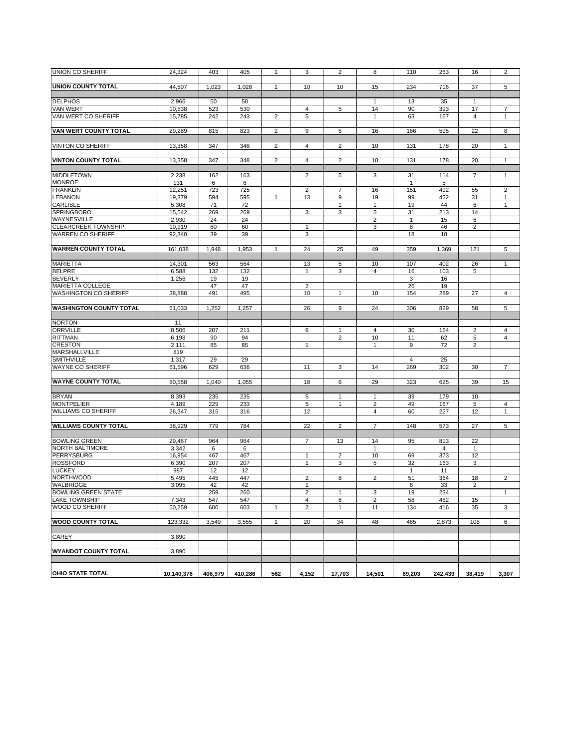| | | | | | | | | | | | |
|---|---|---|---|---|---|---|---|---|---|---|---|
| UNION CO SHERIFF | 24,324 | 403 | 405 | 1 | 3 | 2 | 8 | 110 | 263 | 16 | 2 |
| **UNION COUNTY TOTAL** | 44,507 | 1,023 | 1,028 | 1 | 10 | 10 | 15 | 234 | 716 | 37 | 5 |
| DELPHOS | 2,966 | 50 | 50 | | | | 1 | 13 | 35 | 1 | |
| VAN WERT | 10,538 | 523 | 530 | | 4 | 5 | 14 | 90 | 393 | 17 | 7 |
| VAN WERT CO SHERIFF | 15,785 | 242 | 243 | 2 | 5 | | 1 | 63 | 167 | 4 | 1 |
| **VAN WERT COUNTY TOTAL** | 29,289 | 815 | 823 | 2 | 9 | 5 | 16 | 166 | 595 | 22 | 8 |
| VINTON CO SHERIFF | 13,358 | 347 | 348 | 2 | 4 | 2 | 10 | 131 | 178 | 20 | 1 |
| **VINTON COUNTY TOTAL** | 13,358 | 347 | 348 | 2 | 4 | 2 | 10 | 131 | 178 | 20 | 1 |
| MIDDLETOWN | 2,238 | 162 | 163 | | 2 | 5 | 3 | 31 | 114 | 7 | 1 |
| MONROE | 131 | 6 | 6 | | | | | 1 | 5 | | |
| FRANKLIN | 12,251 | 723 | 725 | | 2 | 7 | 16 | 151 | 492 | 55 | 2 |
| LEBANON | 19,379 | 594 | 595 | 1 | 13 | 9 | 19 | 99 | 422 | 31 | 1 |
| CARLISLE | 5,308 | 71 | 72 | | | 1 | 1 | 19 | 44 | 6 | 1 |
| SPRINGBORO | 15,542 | 269 | 269 | | 3 | 3 | 5 | 31 | 213 | 14 | |
| WAYNESVILLE | 2,930 | 24 | 24 | | | | 2 | 1 | 15 | 6 | |
| CLEARCREEK TOWNSHIP | 10,919 | 60 | 60 | | 1 | | 3 | 8 | 46 | 2 | |
| WARREN CO SHERIFF | 92,340 | 39 | 39 | | 3 | | | 18 | 18 | | |
| **WARREN COUNTY TOTAL** | 161,038 | 1,948 | 1,953 | 1 | 24 | 25 | 49 | 359 | 1,369 | 121 | 5 |
| MARIETTA | 14,301 | 563 | 564 | | 13 | 5 | 10 | 107 | 402 | 26 | 1 |
| BELPRE | 6,588 | 132 | 132 | | 1 | 3 | 4 | 16 | 103 | 5 | |
| BEVERLY | 1,256 | 19 | 19 | | | | | 3 | 16 | | |
| MARIETTA COLLEGE | | 47 | 47 | | 2 | | | 26 | 19 | | |
| WASHINGTON CO SHERIFF | 38,888 | 491 | 495 | | 10 | 1 | 10 | 154 | 289 | 27 | 4 |
| **WASHINGTON COUNTY TOTAL** | 61,033 | 1,252 | 1,257 | | 26 | 9 | 24 | 306 | 829 | 58 | 5 |
| NORTON | 11 | | | | | | | | | | |
| ORRVILLE | 8,506 | 207 | 211 | | 6 | 1 | 4 | 30 | 164 | 2 | 4 |
| RITTMAN | 6,198 | 90 | 94 | | | 2 | 10 | 11 | 62 | 5 | 4 |
| CRESTON | 2,111 | 85 | 85 | | 1 | | 1 | 9 | 72 | 2 | |
| MARSHALLVILLE | 819 | | | | | | | | | | |
| SMITHVILLE | 1,317 | 29 | 29 | | | | | 4 | 25 | | |
| WAYNE CO SHERIFF | 61,596 | 629 | 636 | | 11 | 3 | 14 | 269 | 302 | 30 | 7 |
| **WAYNE COUNTY TOTAL** | 80,558 | 1,040 | 1,055 | | 18 | 6 | 29 | 323 | 625 | 39 | 15 |
| BRYAN | 8,393 | 235 | 235 | | 5 | 1 | 1 | 39 | 179 | 10 | |
| MONTPELIER | 4,189 | 229 | 233 | | 5 | 1 | 2 | 49 | 167 | 5 | 4 |
| WILLIAMS CO SHERIFF | 26,347 | 315 | 316 | | 12 | | 4 | 60 | 227 | 12 | 1 |
| **WILLIAMS COUNTY TOTAL** | 38,929 | 779 | 784 | | 22 | 2 | 7 | 148 | 573 | 27 | 5 |
| BOWLING GREEN | 29,467 | 964 | 964 | | 7 | 13 | 14 | 95 | 813 | 22 | |
| NORTH BALTIMORE | 3,342 | 6 | 6 | | | | 1 | | 4 | 1 | |
| PERRYSBURG | 16,954 | 467 | 467 | | 1 | 2 | 10 | 69 | 373 | 12 | |
| ROSSFORD | 6,390 | 207 | 207 | | 1 | 3 | 5 | 32 | 163 | 3 | |
| LUCKEY | 987 | 12 | 12 | | | | | 1 | 11 | | |
| NORTHWOOD | 5,495 | 445 | 447 | | 2 | 8 | 2 | 51 | 364 | 18 | 2 |
| WALBRIDGE | 3,095 | 42 | 42 | | 1 | | | 6 | 33 | 2 | |
| BOWLING GREEN STATE | | 259 | 260 | | 2 | 1 | 3 | 19 | 234 | | 1 |
| LAKE TOWNSHIP | 7,343 | 547 | 547 | | 4 | 6 | 2 | 58 | 462 | 15 | |
| WOOD CO SHERIFF | 50,259 | 600 | 603 | 1 | 2 | 1 | 11 | 134 | 416 | 35 | 3 |
| **WOOD COUNTY TOTAL** | 123,332 | 3,549 | 3,555 | 1 | 20 | 34 | 48 | 465 | 2,873 | 108 | 6 |
| CAREY | 3,890 | | | | | | | | | | |
| **WYANDOT COUNTY TOTAL** | 3,890 | | | | | | | | | | |
| **OHIO STATE TOTAL** | **10,140,376** | **406,979** | **410,286** | **562** | **4,152** | **17,703** | **14,501** | **89,203** | **242,439** | **38,419** | **3,307** |